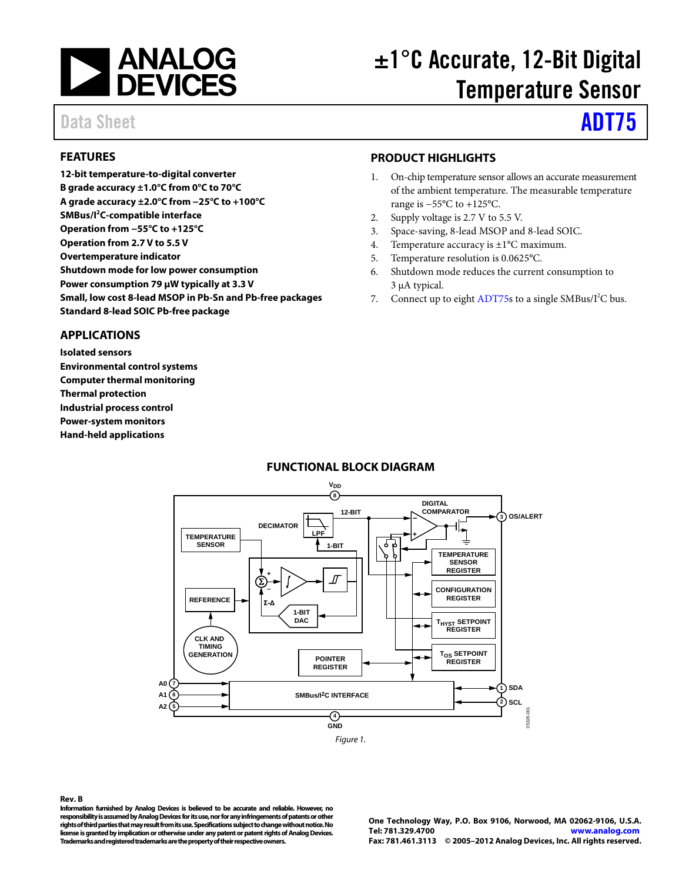# ±1°C Accurate, 12-Bit Digital Temperature Sensor

Data Sheet **ADT75**

## FEATURES

**12-bit temperature-to-digital converter**
**B grade accuracy ±1.0°C from 0°C to 70°C**
**A grade accuracy ±2.0°C from −25°C to +100°C**
**SMBus/I²C-compatible interface**
**Operation from −55°C to +125°C**
**Operation from 2.7 V to 5.5 V**
**Overtemperature indicator**
**Shutdown mode for low power consumption**
**Power consumption 79 µW typically at 3.3 V**
**Small, low cost 8-lead MSOP in Pb-Sn and Pb-free packages**
**Standard 8-lead SOIC Pb-free package**

## APPLICATIONS

**Isolated sensors**
**Environmental control systems**
**Computer thermal monitoring**
**Thermal protection**
**Industrial process control**
**Power-system monitors**
**Hand-held applications**

## PRODUCT HIGHLIGHTS

1. On-chip temperature sensor allows an accurate measurement of the ambient temperature. The measurable temperature range is −55°C to +125°C.
2. Supply voltage is 2.7 V to 5.5 V.
3. Space-saving, 8-lead MSOP and 8-lead SOIC.
4. Temperature accuracy is ±1°C maximum.
5. Temperature resolution is 0.0625°C.
6. Shutdown mode reduces the current consumption to 3 µA typical.
7. Connect up to eight ADT75s to a single SMBus/I²C bus.

## FUNCTIONAL BLOCK DIAGRAM

Figure 1.

**Rev. B**
**Information furnished by Analog Devices is believed to be accurate and reliable. However, no responsibility is assumed by Analog Devices for its use, nor for any infringements of patents or other rights of third parties that may result from its use. Specifications subject to change without notice. No license is granted by implication or otherwise under any patent or patent rights of Analog Devices. Trademarks and registered trademarks are the property of their respective owners.**

One Technology Way, P.O. Box 9106, Norwood, MA 02062-9106, U.S.A.
Tel: 781.329.4700 www.analog.com
Fax: 781.461.3113 © 2005–2012 Analog Devices, Inc. All rights reserved.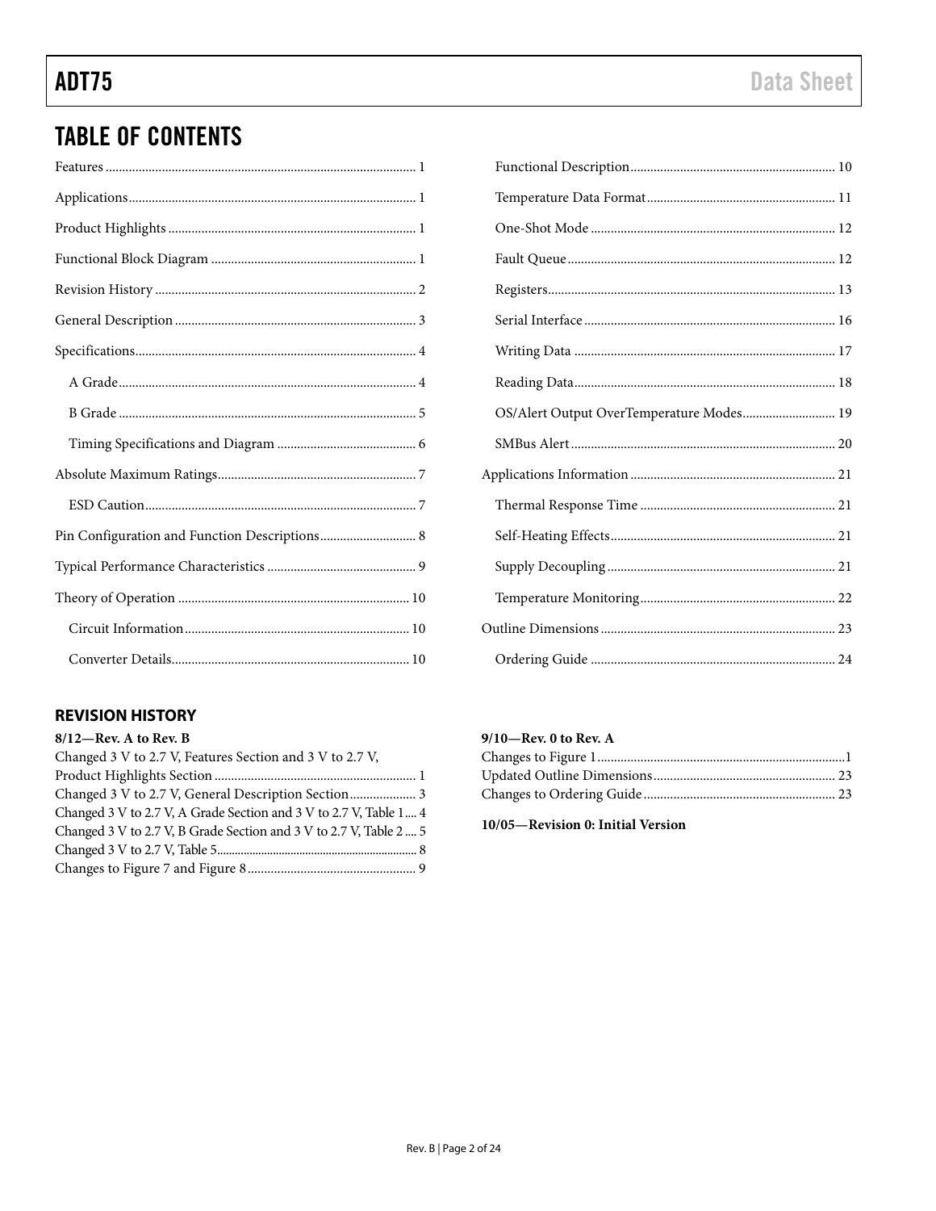## TABLE OF CONTENTS

Features ............................................................................................ 1
Applications....................................................................................... 1
Product Highlights ........................................................................... 1
Functional Block Diagram .............................................................. 1
Revision History ............................................................................... 2
General Description ......................................................................... 3
Specifications..................................................................................... 4
  A Grade.......................................................................................... 4
  B Grade .......................................................................................... 5
  Timing Specifications and Diagram .......................................... 6
Absolute Maximum Ratings............................................................ 7
  ESD Caution.................................................................................. 7
Pin Configuration and Function Descriptions............................. 8
Typical Performance Characteristics ............................................. 9
Theory of Operation ...................................................................... 10
  Circuit Information.................................................................... 10
  Converter Details........................................................................ 10
  Functional Description.............................................................. 10
  Temperature Data Format......................................................... 11
  One-Shot Mode .......................................................................... 12
  Fault Queue ................................................................................. 12
  Registers....................................................................................... 13
  Serial Interface ............................................................................ 16
  Writing Data ............................................................................... 17
  Reading Data............................................................................... 18
  OS/Alert Output OverTemperature Modes............................ 19
  SMBus Alert ................................................................................ 20
Applications Information .............................................................. 21
  Thermal Response Time ............................................................ 21
  Self-Heating Effects.................................................................... 21
  Supply Decoupling ..................................................................... 21
  Temperature Monitoring........................................................... 22
Outline Dimensions ....................................................................... 23
  Ordering Guide .......................................................................... 24

### REVISION HISTORY

**8/12—Rev. A to Rev. B**

Changed 3 V to 2.7 V, Features Section and 3 V to 2.7 V, Product Highlights Section ............................................................ 1
Changed 3 V to 2.7 V, General Description Section.................... 3
Changed 3 V to 2.7 V, A Grade Section and 3 V to 2.7 V, Table 1.... 4
Changed 3 V to 2.7 V, B Grade Section and 3 V to 2.7 V, Table 2 .... 5
Changed 3 V to 2.7 V, Table 5.......................................................... 8
Changes to Figure 7 and Figure 8................................................... 9

**9/10—Rev. 0 to Rev. A**

Changes to Figure 1..........................................................................1
Updated Outline Dimensions....................................................... 23
Changes to Ordering Guide .......................................................... 23

**10/05—Revision 0: Initial Version**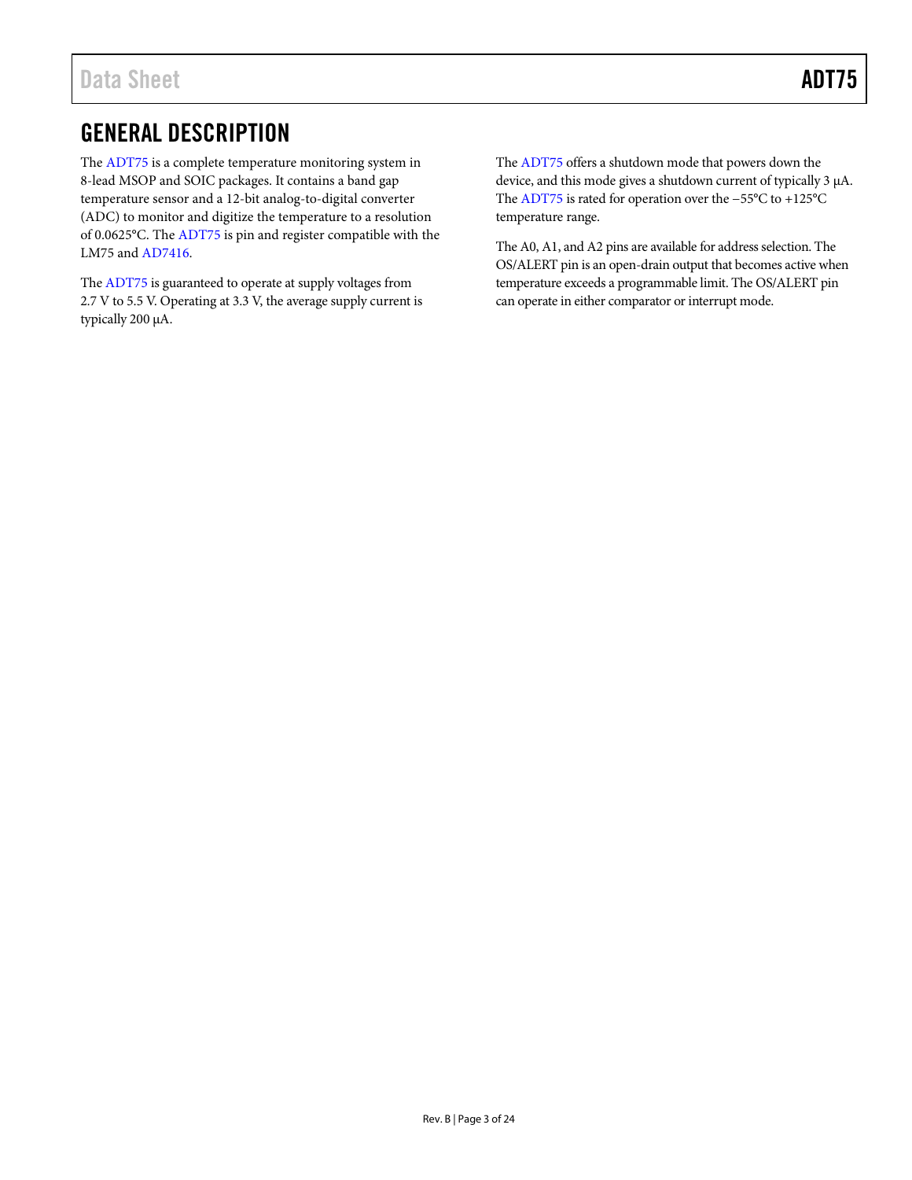## GENERAL DESCRIPTION

The ADT75 is a complete temperature monitoring system in 8-lead MSOP and SOIC packages. It contains a band gap temperature sensor and a 12-bit analog-to-digital converter (ADC) to monitor and digitize the temperature to a resolution of 0.0625°C. The ADT75 is pin and register compatible with the LM75 and AD7416.

The ADT75 is guaranteed to operate at supply voltages from 2.7 V to 5.5 V. Operating at 3.3 V, the average supply current is typically 200 μA.

The ADT75 offers a shutdown mode that powers down the device, and this mode gives a shutdown current of typically 3 μA. The ADT75 is rated for operation over the −55°C to +125°C temperature range.

The A0, A1, and A2 pins are available for address selection. The OS/ALERT pin is an open-drain output that becomes active when temperature exceeds a programmable limit. The OS/ALERT pin can operate in either comparator or interrupt mode.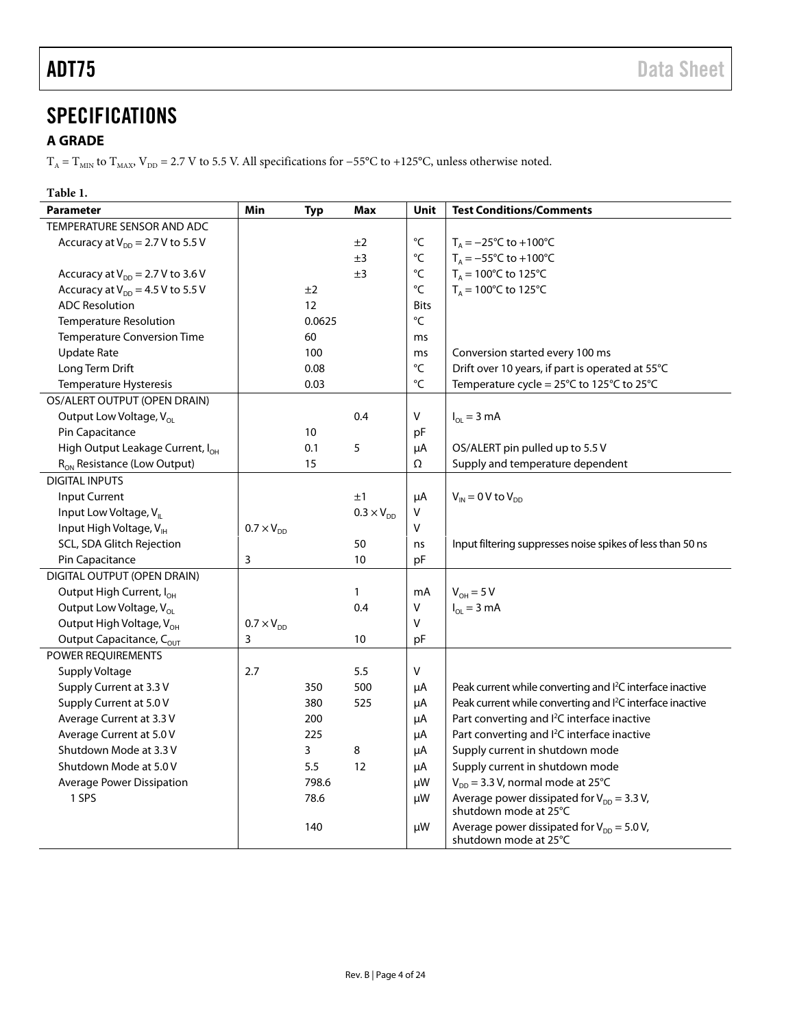# SPECIFICATIONS

## A GRADE

$T_A = T_{MIN}$ to $T_{MAX}$, $V_{DD}$ = 2.7 V to 5.5 V. All specifications for −55°C to +125°C, unless otherwise noted.

**Table 1.**

| Parameter | Min | Typ | Max | Unit | Test Conditions/Comments |
|---|---|---|---|---|---|
| TEMPERATURE SENSOR AND ADC | | | | | |
| Accuracy at $V_{DD}$ = 2.7 V to 5.5 V | | | ±2 | °C | $T_A$ = −25°C to +100°C |
| | | | ±3 | °C | $T_A$ = −55°C to +100°C |
| Accuracy at $V_{DD}$ = 2.7 V to 3.6 V | | | ±3 | °C | $T_A$ = 100°C to 125°C |
| Accuracy at $V_{DD}$ = 4.5 V to 5.5 V | | ±2 | | °C | $T_A$ = 100°C to 125°C |
| ADC Resolution | | 12 | | Bits | |
| Temperature Resolution | | 0.0625 | | °C | |
| Temperature Conversion Time | | 60 | | ms | |
| Update Rate | | 100 | | ms | Conversion started every 100 ms |
| Long Term Drift | | 0.08 | | °C | Drift over 10 years, if part is operated at 55°C |
| Temperature Hysteresis | | 0.03 | | °C | Temperature cycle = 25°C to 125°C to 25°C |
| OS/ALERT OUTPUT (OPEN DRAIN) | | | | | |
| Output Low Voltage, $V_{OL}$ | | | 0.4 | V | $I_{OL}$ = 3 mA |
| Pin Capacitance | | 10 | | pF | |
| High Output Leakage Current, $I_{OH}$ | | 0.1 | 5 | μA | OS/ALERT pin pulled up to 5.5 V |
| $R_{ON}$ Resistance (Low Output) | | 15 | | Ω | Supply and temperature dependent |
| DIGITAL INPUTS | | | | | |
| Input Current | | | ±1 | μA | $V_{IN}$ = 0 V to $V_{DD}$ |
| Input Low Voltage, $V_{IL}$ | | | $0.3 \times V_{DD}$ | V | |
| Input High Voltage, $V_{IH}$ | $0.7 \times V_{DD}$ | | | V | |
| SCL, SDA Glitch Rejection | | | 50 | ns | Input filtering suppresses noise spikes of less than 50 ns |
| Pin Capacitance | 3 | | 10 | pF | |
| DIGITAL OUTPUT (OPEN DRAIN) | | | | | |
| Output High Current, $I_{OH}$ | | | 1 | mA | $V_{OH}$ = 5 V |
| Output Low Voltage, $V_{OL}$ | | | 0.4 | V | $I_{OL}$ = 3 mA |
| Output High Voltage, $V_{OH}$ | $0.7 \times V_{DD}$ | | | V | |
| Output Capacitance, $C_{OUT}$ | 3 | | 10 | pF | |
| POWER REQUIREMENTS | | | | | |
| Supply Voltage | 2.7 | | 5.5 | V | |
| Supply Current at 3.3 V | | 350 | 500 | μA | Peak current while converting and I²C interface inactive |
| Supply Current at 5.0 V | | 380 | 525 | μA | Peak current while converting and I²C interface inactive |
| Average Current at 3.3 V | | 200 | | μA | Part converting and I²C interface inactive |
| Average Current at 5.0 V | | 225 | | μA | Part converting and I²C interface inactive |
| Shutdown Mode at 3.3 V | | 3 | 8 | μA | Supply current in shutdown mode |
| Shutdown Mode at 5.0 V | | 5.5 | 12 | μA | Supply current in shutdown mode |
| Average Power Dissipation | | 798.6 | | μW | $V_{DD}$ = 3.3 V, normal mode at 25°C |
| 1 SPS | | 78.6 | | μW | Average power dissipated for $V_{DD}$ = 3.3 V, shutdown mode at 25°C |
| | | 140 | | μW | Average power dissipated for $V_{DD}$ = 5.0 V, shutdown mode at 25°C |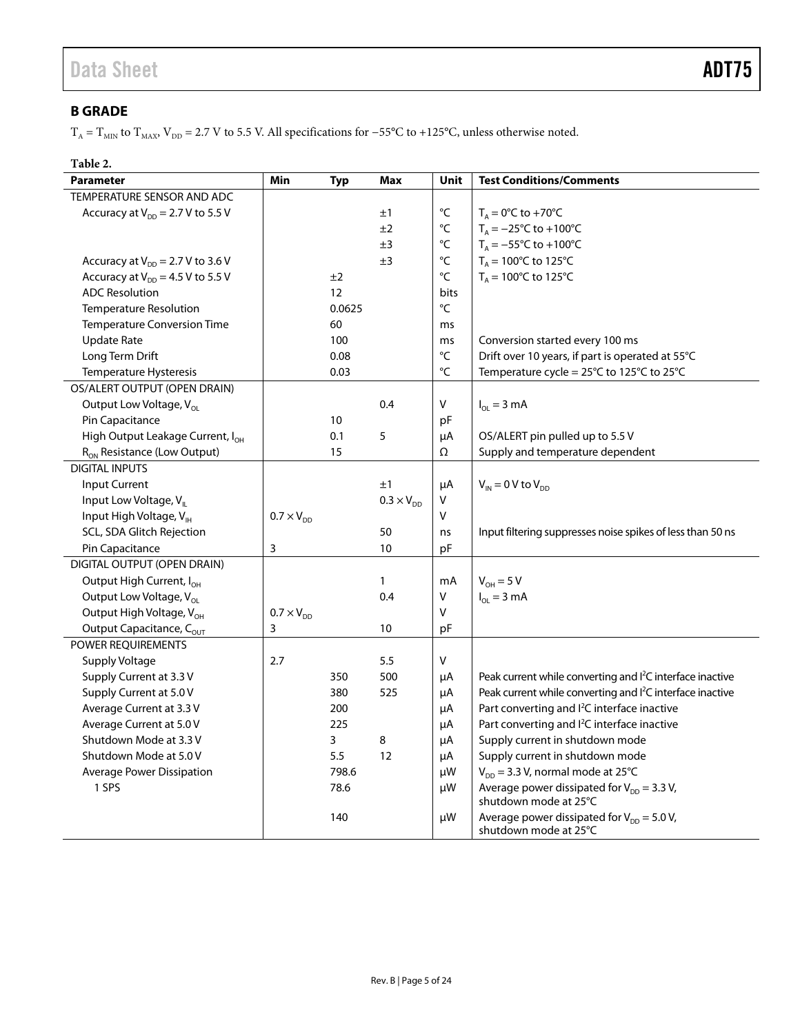## B GRADE

$T_A = T_{MIN}$ to $T_{MAX}$, $V_{DD} = 2.7$ V to 5.5 V. All specifications for −55°C to +125°C, unless otherwise noted.

**Table 2.**

| Parameter | Min | Typ | Max | Unit | Test Conditions/Comments |
|---|---|---|---|---|---|
| TEMPERATURE SENSOR AND ADC | | | | | |
| Accuracy at $V_{DD}$ = 2.7 V to 5.5 V | | | ±1 | °C | $T_A$ = 0°C to +70°C |
| | | | ±2 | °C | $T_A$ = −25°C to +100°C |
| | | | ±3 | °C | $T_A$ = −55°C to +100°C |
| Accuracy at $V_{DD}$ = 2.7 V to 3.6 V | | | ±3 | °C | $T_A$ = 100°C to 125°C |
| Accuracy at $V_{DD}$ = 4.5 V to 5.5 V | | ±2 | | °C | $T_A$ = 100°C to 125°C |
| ADC Resolution | | 12 | | bits | |
| Temperature Resolution | | 0.0625 | | °C | |
| Temperature Conversion Time | | 60 | | ms | |
| Update Rate | | 100 | | ms | Conversion started every 100 ms |
| Long Term Drift | | 0.08 | | °C | Drift over 10 years, if part is operated at 55°C |
| Temperature Hysteresis | | 0.03 | | °C | Temperature cycle = 25°C to 125°C to 25°C |
| OS/ALERT OUTPUT (OPEN DRAIN) | | | | | |
| Output Low Voltage, $V_{OL}$ | | | 0.4 | V | $I_{OL}$ = 3 mA |
| Pin Capacitance | | 10 | | pF | |
| High Output Leakage Current, $I_{OH}$ | | 0.1 | 5 | μA | OS/ALERT pin pulled up to 5.5 V |
| $R_{ON}$ Resistance (Low Output) | | 15 | | Ω | Supply and temperature dependent |
| DIGITAL INPUTS | | | | | |
| Input Current | | | ±1 | μA | $V_{IN}$ = 0 V to $V_{DD}$ |
| Input Low Voltage, $V_{IL}$ | | | 0.3 × $V_{DD}$ | V | |
| Input High Voltage, $V_{IH}$ | 0.7 × $V_{DD}$ | | | V | |
| SCL, SDA Glitch Rejection | | | 50 | ns | Input filtering suppresses noise spikes of less than 50 ns |
| Pin Capacitance | 3 | | 10 | pF | |
| DIGITAL OUTPUT (OPEN DRAIN) | | | | | |
| Output High Current, $I_{OH}$ | | | 1 | mA | $V_{OH}$ = 5 V |
| Output Low Voltage, $V_{OL}$ | | | 0.4 | V | $I_{OL}$ = 3 mA |
| Output High Voltage, $V_{OH}$ | 0.7 × $V_{DD}$ | | | V | |
| Output Capacitance, $C_{OUT}$ | 3 | | 10 | pF | |
| POWER REQUIREMENTS | | | | | |
| Supply Voltage | 2.7 | | 5.5 | V | |
| Supply Current at 3.3 V | | 350 | 500 | μA | Peak current while converting and I²C interface inactive |
| Supply Current at 5.0 V | | 380 | 525 | μA | Peak current while converting and I²C interface inactive |
| Average Current at 3.3 V | | 200 | | μA | Part converting and I²C interface inactive |
| Average Current at 5.0 V | | 225 | | μA | Part converting and I²C interface inactive |
| Shutdown Mode at 3.3 V | | 3 | 8 | μA | Supply current in shutdown mode |
| Shutdown Mode at 5.0 V | | 5.5 | 12 | μA | Supply current in shutdown mode |
| Average Power Dissipation | | 798.6 | | μW | $V_{DD}$ = 3.3 V, normal mode at 25°C |
| 1 SPS | | 78.6 | | μW | Average power dissipated for $V_{DD}$ = 3.3 V, shutdown mode at 25°C |
| | | 140 | | μW | Average power dissipated for $V_{DD}$ = 5.0 V, shutdown mode at 25°C |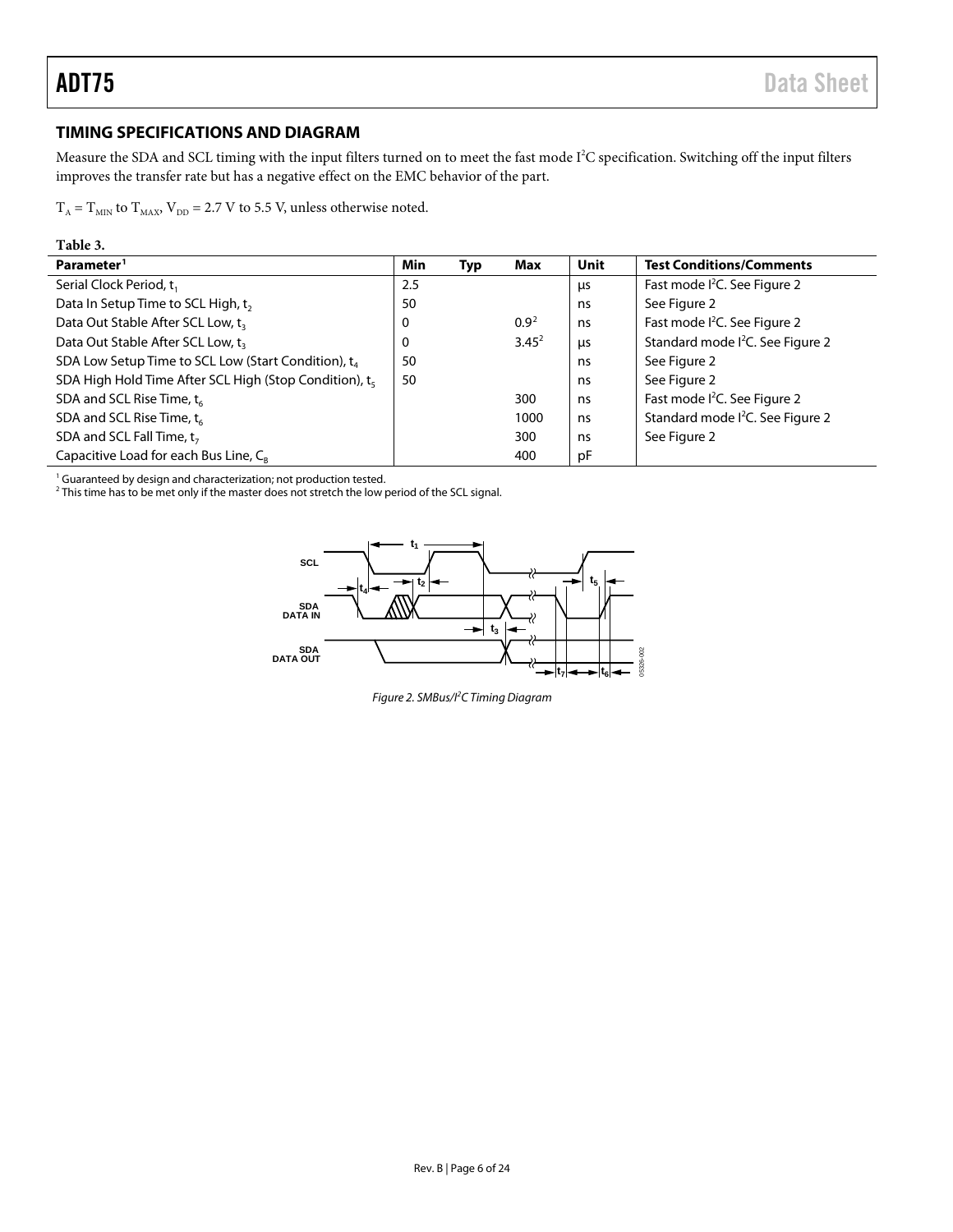## TIMING SPECIFICATIONS AND DIAGRAM

Measure the SDA and SCL timing with the input filters turned on to meet the fast mode I²C specification. Switching off the input filters improves the transfer rate but has a negative effect on the EMC behavior of the part.

$T_A = T_{MIN}$ to $T_{MAX}$, $V_{DD}$ = 2.7 V to 5.5 V, unless otherwise noted.

**Table 3.**

| Parameter[1] | Min | Typ | Max | Unit | Test Conditions/Comments |
|---|---|---|---|---|---|
| Serial Clock Period, $t_1$ | 2.5 | | | µs | Fast mode I²C. See Figure 2 |
| Data In Setup Time to SCL High, $t_2$ | 50 | | | ns | See Figure 2 |
| Data Out Stable After SCL Low, $t_3$ | 0 | | 0.9[2] | ns | Fast mode I²C. See Figure 2 |
| Data Out Stable After SCL Low, $t_3$ | 0 | | 3.45[2] | µs | Standard mode I²C. See Figure 2 |
| SDA Low Setup Time to SCL Low (Start Condition), $t_4$ | 50 | | | ns | See Figure 2 |
| SDA High Hold Time After SCL High (Stop Condition), $t_5$ | 50 | | | ns | See Figure 2 |
| SDA and SCL Rise Time, $t_6$ | | | 300 | ns | Fast mode I²C. See Figure 2 |
| SDA and SCL Rise Time, $t_6$ | | | 1000 | ns | Standard mode I²C. See Figure 2 |
| SDA and SCL Fall Time, $t_7$ | | | 300 | ns | See Figure 2 |
| Capacitive Load for each Bus Line, $C_B$ | | | 400 | pF | |

[1] Guaranteed by design and characterization; not production tested.
[2] This time has to be met only if the master does not stretch the low period of the SCL signal.

*Figure 2. SMBus/I²C Timing Diagram*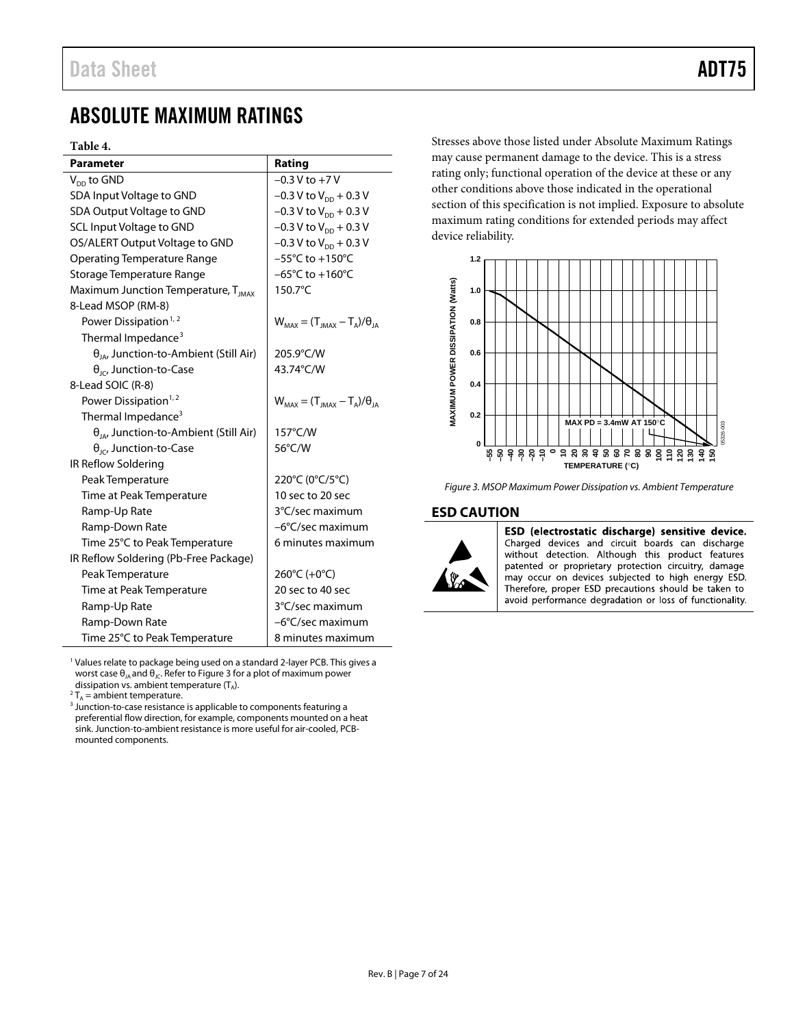# ABSOLUTE MAXIMUM RATINGS

**Table 4.**

| Parameter | Rating |
|---|---|
| $V_{DD}$ to GND | −0.3 V to +7 V |
| SDA Input Voltage to GND | −0.3 V to $V_{DD}$ + 0.3 V |
| SDA Output Voltage to GND | −0.3 V to $V_{DD}$ + 0.3 V |
| SCL Input Voltage to GND | −0.3 V to $V_{DD}$ + 0.3 V |
| OS/ALERT Output Voltage to GND | −0.3 V to $V_{DD}$ + 0.3 V |
| Operating Temperature Range | −55°C to +150°C |
| Storage Temperature Range | −65°C to +160°C |
| Maximum Junction Temperature, $T_{JMAX}$ | 150.7°C |
| 8-Lead MSOP (RM-8) | |
| Power Dissipation[1, 2] | $W_{MAX} = (T_{JMAX} - T_A)/\theta_{JA}$ |
| Thermal Impedance[3] | |
| $\theta_{JA}$, Junction-to-Ambient (Still Air) | 205.9°C/W |
| $\theta_{JC}$, Junction-to-Case | 43.74°C/W |
| 8-Lead SOIC (R-8) | |
| Power Dissipation[1, 2] | $W_{MAX} = (T_{JMAX} - T_A)/\theta_{JA}$ |
| Thermal Impedance[3] | |
| $\theta_{JA}$, Junction-to-Ambient (Still Air) | 157°C/W |
| $\theta_{JC}$, Junction-to-Case | 56°C/W |
| IR Reflow Soldering | |
| Peak Temperature | 220°C (0°C/5°C) |
| Time at Peak Temperature | 10 sec to 20 sec |
| Ramp-Up Rate | 3°C/sec maximum |
| Ramp-Down Rate | −6°C/sec maximum |
| Time 25°C to Peak Temperature | 6 minutes maximum |
| IR Reflow Soldering (Pb-Free Package) | |
| Peak Temperature | 260°C (+0°C) |
| Time at Peak Temperature | 20 sec to 40 sec |
| Ramp-Up Rate | 3°C/sec maximum |
| Ramp-Down Rate | −6°C/sec maximum |
| Time 25°C to Peak Temperature | 8 minutes maximum |

[1] Values relate to package being used on a standard 2-layer PCB. This gives a worst case $\theta_{JA}$ and $\theta_{JC}$. Refer to Figure 3 for a plot of maximum power dissipation vs. ambient temperature ($T_A$).

[2] $T_A$ = ambient temperature.

[3] Junction-to-case resistance is applicable to components featuring a preferential flow direction, for example, components mounted on a heat sink. Junction-to-ambient resistance is more useful for air-cooled, PCB-mounted components.

Stresses above those listed under Absolute Maximum Ratings may cause permanent damage to the device. This is a stress rating only; functional operation of the device at these or any other conditions above those indicated in the operational section of this specification is not implied. Exposure to absolute maximum rating conditions for extended periods may affect device reliability.

*Figure 3. MSOP Maximum Power Dissipation vs. Ambient Temperature*

## ESD CAUTION

**ESD (electrostatic discharge) sensitive device.** Charged devices and circuit boards can discharge without detection. Although this product features patented or proprietary protection circuitry, damage may occur on devices subjected to high energy ESD. Therefore, proper ESD precautions should be taken to avoid performance degradation or loss of functionality.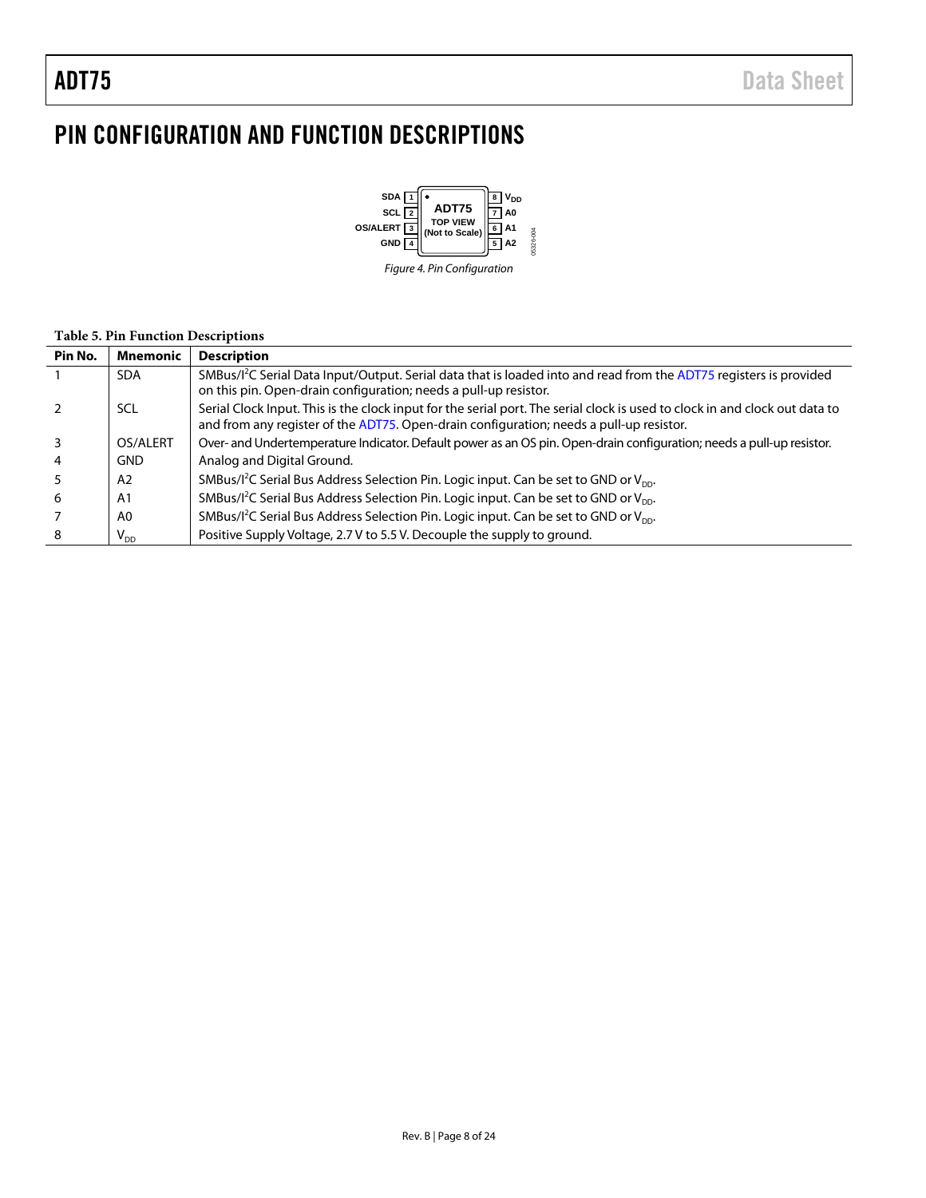# PIN CONFIGURATION AND FUNCTION DESCRIPTIONS

Figure 4. Pin Configuration

**Table 5. Pin Function Descriptions**

| Pin No. | Mnemonic | Description |
|---|---|---|
| 1 | SDA | SMBus/I²C Serial Data Input/Output. Serial data that is loaded into and read from the ADT75 registers is provided on this pin. Open-drain configuration; needs a pull-up resistor. |
| 2 | SCL | Serial Clock Input. This is the clock input for the serial port. The serial clock is used to clock in and clock out data to and from any register of the ADT75. Open-drain configuration; needs a pull-up resistor. |
| 3 | OS/ALERT | Over- and Undertemperature Indicator. Default power as an OS pin. Open-drain configuration; needs a pull-up resistor. |
| 4 | GND | Analog and Digital Ground. |
| 5 | A2 | SMBus/I²C Serial Bus Address Selection Pin. Logic input. Can be set to GND or $V_{DD}$. |
| 6 | A1 | SMBus/I²C Serial Bus Address Selection Pin. Logic input. Can be set to GND or $V_{DD}$. |
| 7 | A0 | SMBus/I²C Serial Bus Address Selection Pin. Logic input. Can be set to GND or $V_{DD}$. |
| 8 | $V_{DD}$ | Positive Supply Voltage, 2.7 V to 5.5 V. Decouple the supply to ground. |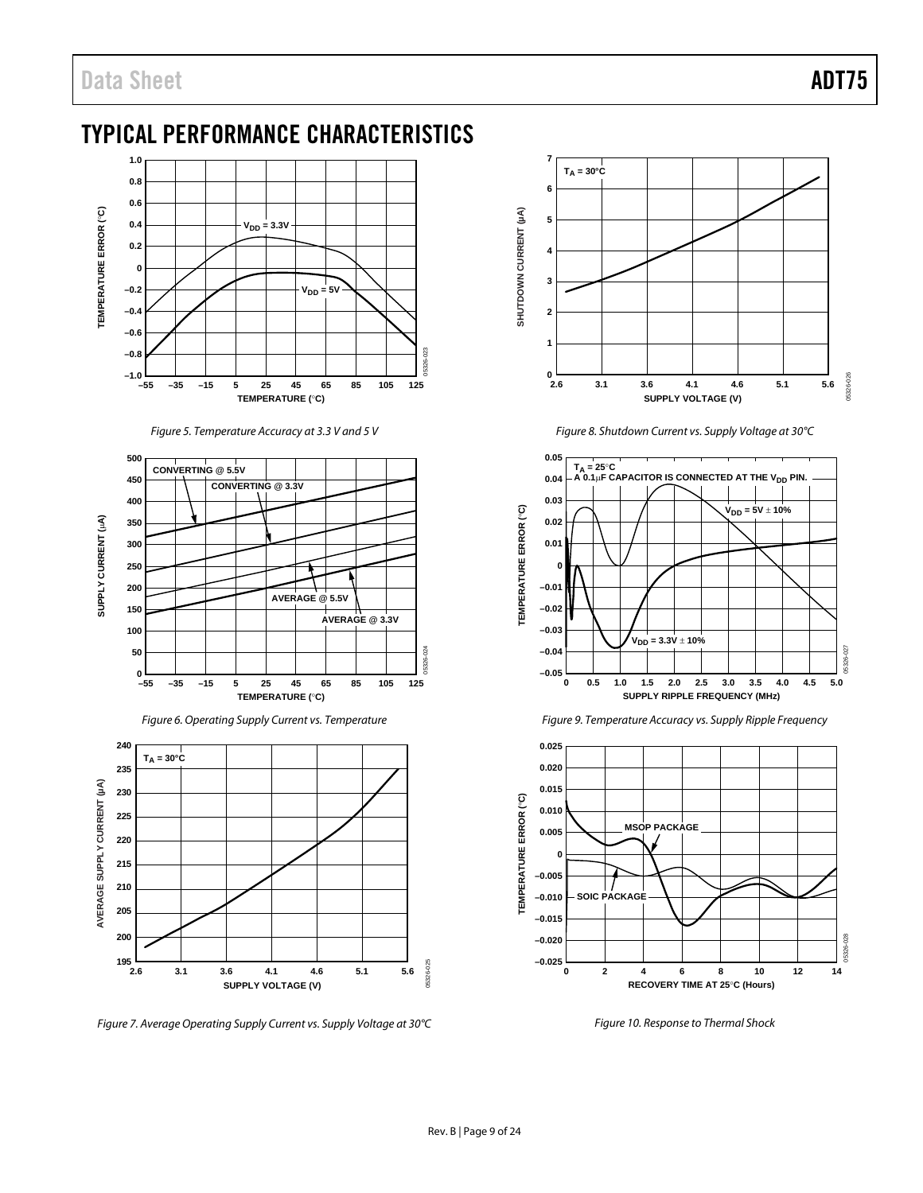## TYPICAL PERFORMANCE CHARACTERISTICS

Figure 5. Temperature Accuracy at 3.3 V and 5 V

Figure 6. Operating Supply Current vs. Temperature

Figure 7. Average Operating Supply Current vs. Supply Voltage at 30°C

Figure 8. Shutdown Current vs. Supply Voltage at 30°C

Figure 9. Temperature Accuracy vs. Supply Ripple Frequency

Figure 10. Response to Thermal Shock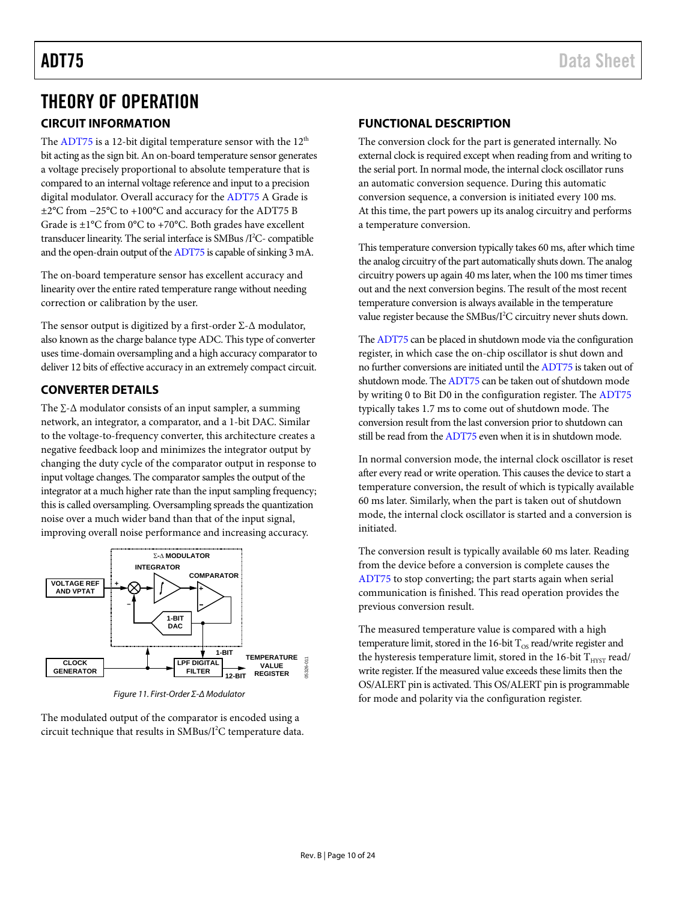# THEORY OF OPERATION

## CIRCUIT INFORMATION

The ADT75 is a 12-bit digital temperature sensor with the 12th bit acting as the sign bit. An on-board temperature sensor generates a voltage precisely proportional to absolute temperature that is compared to an internal voltage reference and input to a precision digital modulator. Overall accuracy for the ADT75 A Grade is ±2°C from −25°C to +100°C and accuracy for the ADT75 B Grade is ±1°C from 0°C to +70°C. Both grades have excellent transducer linearity. The serial interface is SMBus /I²C- compatible and the open-drain output of the ADT75 is capable of sinking 3 mA.

The on-board temperature sensor has excellent accuracy and linearity over the entire rated temperature range without needing correction or calibration by the user.

The sensor output is digitized by a first-order Σ-Δ modulator, also known as the charge balance type ADC. This type of converter uses time-domain oversampling and a high accuracy comparator to deliver 12 bits of effective accuracy in an extremely compact circuit.

## CONVERTER DETAILS

The Σ-Δ modulator consists of an input sampler, a summing network, an integrator, a comparator, and a 1-bit DAC. Similar to the voltage-to-frequency converter, this architecture creates a negative feedback loop and minimizes the integrator output by changing the duty cycle of the comparator output in response to input voltage changes. The comparator samples the output of the integrator at a much higher rate than the input sampling frequency; this is called oversampling. Oversampling spreads the quantization noise over a much wider band than that of the input signal, improving overall noise performance and increasing accuracy.

*Figure 11. First-Order Σ-Δ Modulator*

The modulated output of the comparator is encoded using a circuit technique that results in SMBus/I²C temperature data.

## FUNCTIONAL DESCRIPTION

The conversion clock for the part is generated internally. No external clock is required except when reading from and writing to the serial port. In normal mode, the internal clock oscillator runs an automatic conversion sequence. During this automatic conversion sequence, a conversion is initiated every 100 ms. At this time, the part powers up its analog circuitry and performs a temperature conversion.

This temperature conversion typically takes 60 ms, after which time the analog circuitry of the part automatically shuts down. The analog circuitry powers up again 40 ms later, when the 100 ms timer times out and the next conversion begins. The result of the most recent temperature conversion is always available in the temperature value register because the SMBus/I²C circuitry never shuts down.

The ADT75 can be placed in shutdown mode via the configuration register, in which case the on-chip oscillator is shut down and no further conversions are initiated until the ADT75 is taken out of shutdown mode. The ADT75 can be taken out of shutdown mode by writing 0 to Bit D0 in the configuration register. The ADT75 typically takes 1.7 ms to come out of shutdown mode. The conversion result from the last conversion prior to shutdown can still be read from the ADT75 even when it is in shutdown mode.

In normal conversion mode, the internal clock oscillator is reset after every read or write operation. This causes the device to start a temperature conversion, the result of which is typically available 60 ms later. Similarly, when the part is taken out of shutdown mode, the internal clock oscillator is started and a conversion is initiated.

The conversion result is typically available 60 ms later. Reading from the device before a conversion is complete causes the ADT75 to stop converting; the part starts again when serial communication is finished. This read operation provides the previous conversion result.

The measured temperature value is compared with a high temperature limit, stored in the 16-bit $T_{OS}$ read/write register and the hysteresis temperature limit, stored in the 16-bit $T_{HYST}$ read/write register. If the measured value exceeds these limits then the OS/ALERT pin is activated. This OS/ALERT pin is programmable for mode and polarity via the configuration register.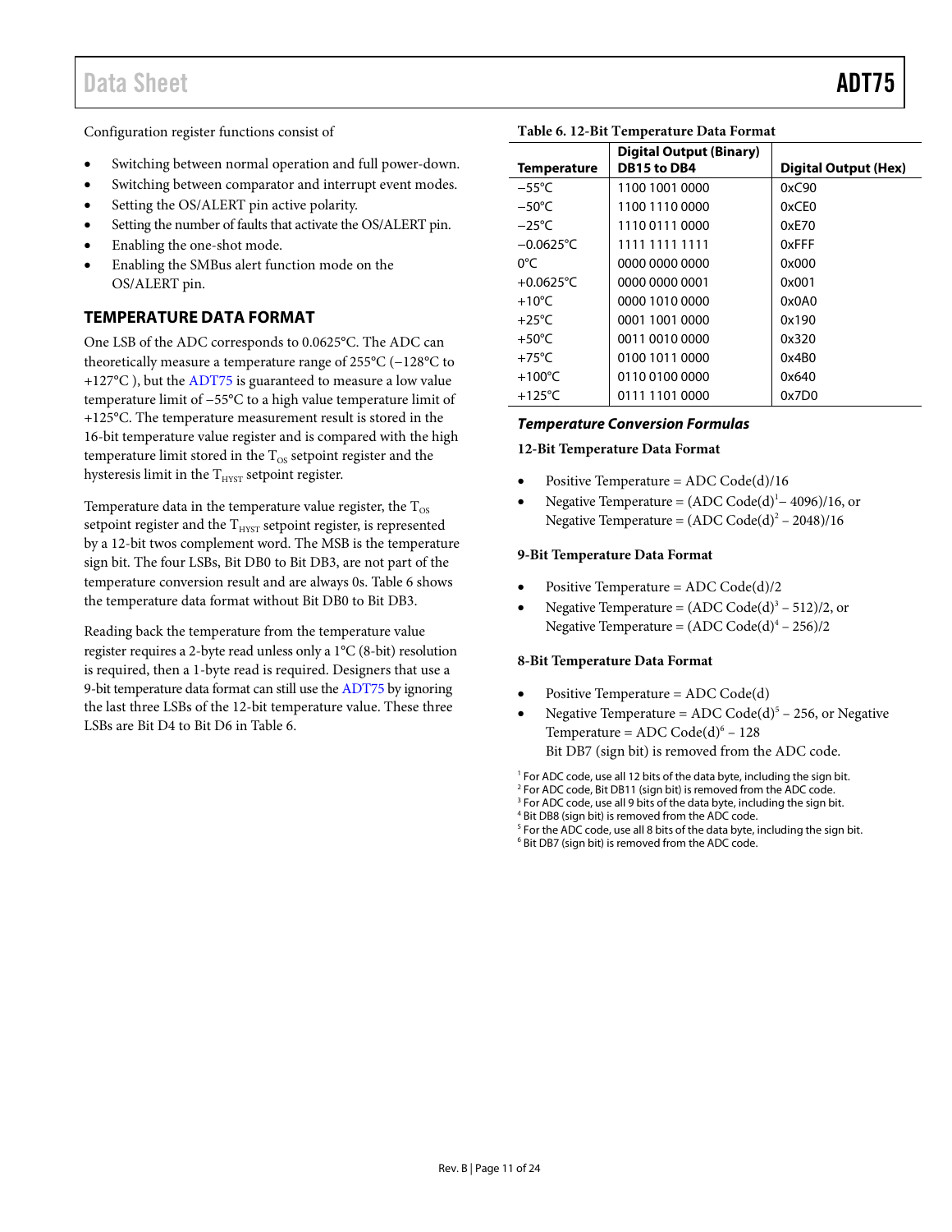Configuration register functions consist of

- Switching between normal operation and full power-down.
- Switching between comparator and interrupt event modes.
- Setting the OS/ALERT pin active polarity.
- Setting the number of faults that activate the OS/ALERT pin.
- Enabling the one-shot mode.
- Enabling the SMBus alert function mode on the OS/ALERT pin.

## TEMPERATURE DATA FORMAT

One LSB of the ADC corresponds to 0.0625°C. The ADC can theoretically measure a temperature range of 255°C (−128°C to +127°C ), but the ADT75 is guaranteed to measure a low value temperature limit of −55°C to a high value temperature limit of +125°C. The temperature measurement result is stored in the 16-bit temperature value register and is compared with the high temperature limit stored in the $T_{OS}$ setpoint register and the hysteresis limit in the $T_{HYST}$ setpoint register.

Temperature data in the temperature value register, the $T_{OS}$ setpoint register and the $T_{HYST}$ setpoint register, is represented by a 12-bit twos complement word. The MSB is the temperature sign bit. The four LSBs, Bit DB0 to Bit DB3, are not part of the temperature conversion result and are always 0s. Table 6 shows the temperature data format without Bit DB0 to Bit DB3.

Reading back the temperature from the temperature value register requires a 2-byte read unless only a 1°C (8-bit) resolution is required, then a 1-byte read is required. Designers that use a 9-bit temperature data format can still use the ADT75 by ignoring the last three LSBs of the 12-bit temperature value. These three LSBs are Bit D4 to Bit D6 in Table 6.

**Table 6. 12-Bit Temperature Data Format**

| Temperature | Digital Output (Binary) DB15 to DB4 | Digital Output (Hex) |
|---|---|---|
| −55°C | 1100 1001 0000 | 0xC90 |
| −50°C | 1100 1110 0000 | 0xCE0 |
| −25°C | 1110 0111 0000 | 0xE70 |
| −0.0625°C | 1111 1111 1111 | 0xFFF |
| 0°C | 0000 0000 0000 | 0x000 |
| +0.0625°C | 0000 0000 0001 | 0x001 |
| +10°C | 0000 1010 0000 | 0x0A0 |
| +25°C | 0001 1001 0000 | 0x190 |
| +50°C | 0011 0010 0000 | 0x320 |
| +75°C | 0100 1011 0000 | 0x4B0 |
| +100°C | 0110 0100 0000 | 0x640 |
| +125°C | 0111 1101 0000 | 0x7D0 |

### *Temperature Conversion Formulas*

**12-Bit Temperature Data Format**

- Positive Temperature = ADC Code(d)/16
- Negative Temperature = (ADC Code(d)[1] – 4096)/16, or Negative Temperature = (ADC Code(d)[2] – 2048)/16

**9-Bit Temperature Data Format**

- Positive Temperature = ADC Code(d)/2
- Negative Temperature = (ADC Code(d)[3] – 512)/2, or Negative Temperature = (ADC Code(d)[4] – 256)/2

**8-Bit Temperature Data Format**

- Positive Temperature = ADC Code(d)
- Negative Temperature = ADC Code(d)[5] – 256, or Negative Temperature = ADC Code(d)[6] – 128  
  Bit DB7 (sign bit) is removed from the ADC code.

[1] For ADC code, use all 12 bits of the data byte, including the sign bit.
[2] For ADC code, Bit DB11 (sign bit) is removed from the ADC code.
[3] For ADC code, use all 9 bits of the data byte, including the sign bit.
[4] Bit DB8 (sign bit) is removed from the ADC code.
[5] For the ADC code, use all 8 bits of the data byte, including the sign bit.
[6] Bit DB7 (sign bit) is removed from the ADC code.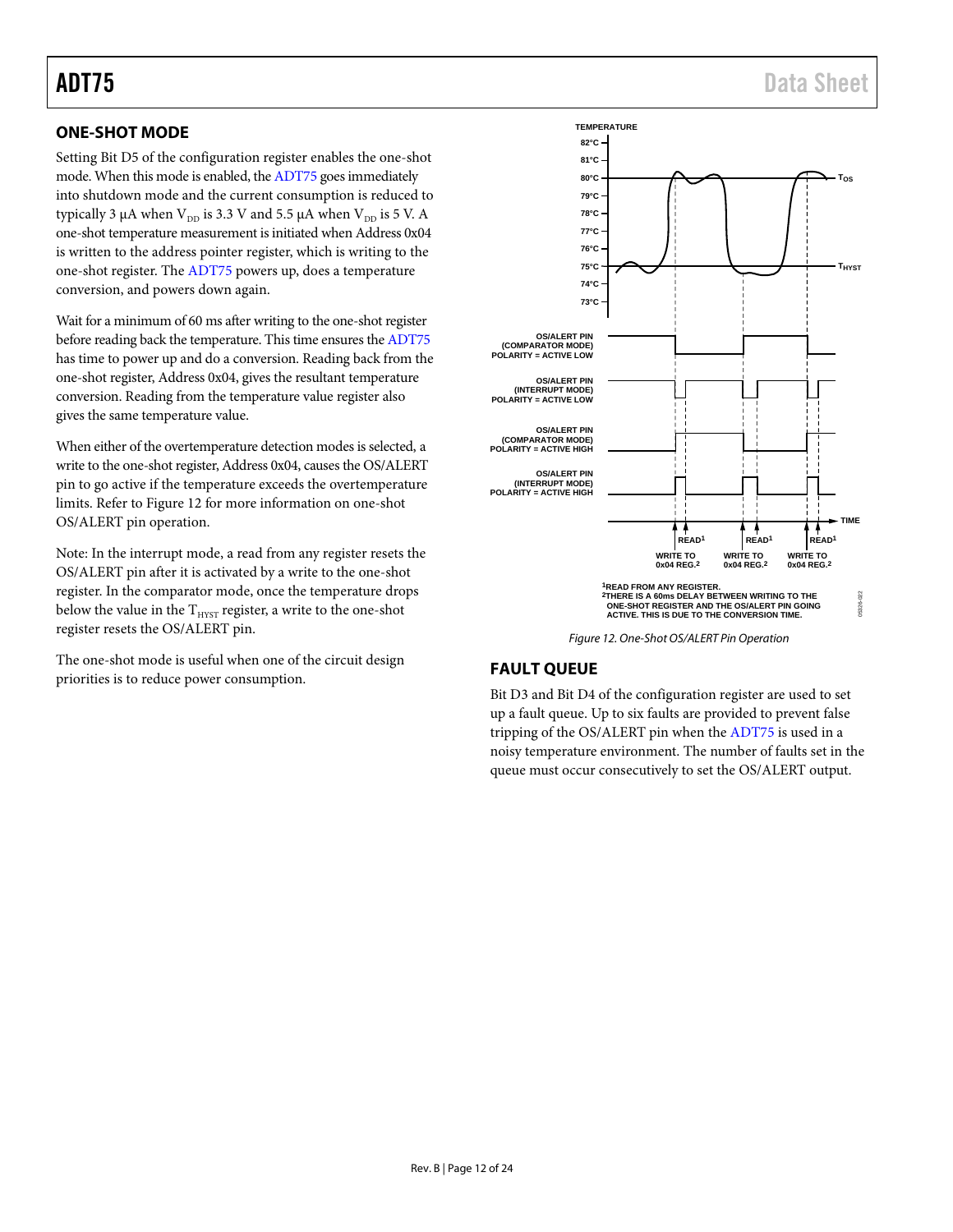## ONE-SHOT MODE

Setting Bit D5 of the configuration register enables the one-shot mode. When this mode is enabled, the ADT75 goes immediately into shutdown mode and the current consumption is reduced to typically 3 μA when $V_{DD}$ is 3.3 V and 5.5 μA when $V_{DD}$ is 5 V. A one-shot temperature measurement is initiated when Address 0x04 is written to the address pointer register, which is writing to the one-shot register. The ADT75 powers up, does a temperature conversion, and powers down again.

Wait for a minimum of 60 ms after writing to the one-shot register before reading back the temperature. This time ensures the ADT75 has time to power up and do a conversion. Reading back from the one-shot register, Address 0x04, gives the resultant temperature conversion. Reading from the temperature value register also gives the same temperature value.

When either of the overtemperature detection modes is selected, a write to the one-shot register, Address 0x04, causes the OS/ALERT pin to go active if the temperature exceeds the overtemperature limits. Refer to Figure 12 for more information on one-shot OS/ALERT pin operation.

Note: In the interrupt mode, a read from any register resets the OS/ALERT pin after it is activated by a write to the one-shot register. In the comparator mode, once the temperature drops below the value in the $T_{HYST}$ register, a write to the one-shot register resets the OS/ALERT pin.

The one-shot mode is useful when one of the circuit design priorities is to reduce power consumption.

Figure 12. One-Shot OS/ALERT Pin Operation

## FAULT QUEUE

Bit D3 and Bit D4 of the configuration register are used to set up a fault queue. Up to six faults are provided to prevent false tripping of the OS/ALERT pin when the ADT75 is used in a noisy temperature environment. The number of faults set in the queue must occur consecutively to set the OS/ALERT output.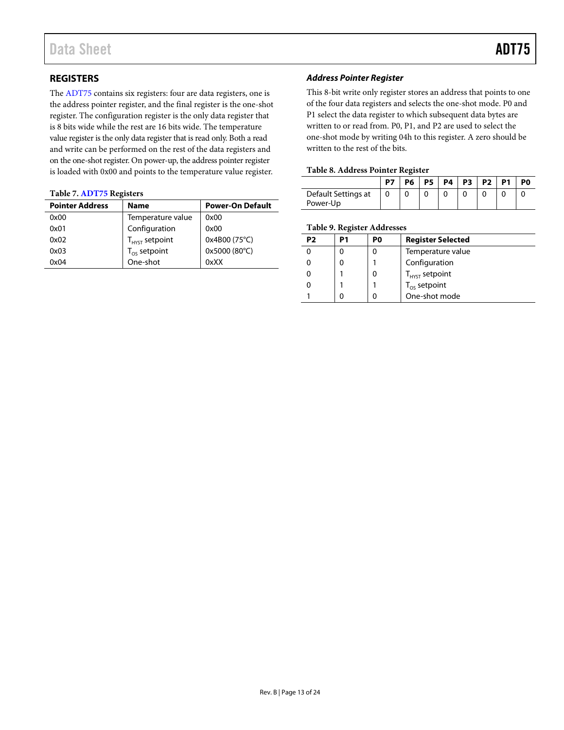## REGISTERS

The ADT75 contains six registers: four are data registers, one is the address pointer register, and the final register is the one-shot register. The configuration register is the only data register that is 8 bits wide while the rest are 16 bits wide. The temperature value register is the only data register that is read only. Both a read and write can be performed on the rest of the data registers and on the one-shot register. On power-up, the address pointer register is loaded with 0x00 and points to the temperature value register.

**Table 7. ADT75 Registers**

| Pointer Address | Name | Power-On Default |
|---|---|---|
| 0x00 | Temperature value | 0x00 |
| 0x01 | Configuration | 0x00 |
| 0x02 | $T_{HYST}$ setpoint | 0x4B00 (75°C) |
| 0x03 | $T_{OS}$ setpoint | 0x5000 (80°C) |
| 0x04 | One-shot | 0xXX |

### *Address Pointer Register*

This 8-bit write only register stores an address that points to one of the four data registers and selects the one-shot mode. P0 and P1 select the data register to which subsequent data bytes are written to or read from. P0, P1, and P2 are used to select the one-shot mode by writing 04h to this register. A zero should be written to the rest of the bits.

**Table 8. Address Pointer Register**

| | P7 | P6 | P5 | P4 | P3 | P2 | P1 | P0 |
|---|---|---|---|---|---|---|---|---|
| Default Settings at Power-Up | 0 | 0 | 0 | 0 | 0 | 0 | 0 | 0 |

**Table 9. Register Addresses**

| P2 | P1 | P0 | Register Selected |
|---|---|---|---|
| 0 | 0 | 0 | Temperature value |
| 0 | 0 | 1 | Configuration |
| 0 | 1 | 0 | $T_{HYST}$ setpoint |
| 0 | 1 | 1 | $T_{OS}$ setpoint |
| 1 | 0 | 0 | One-shot mode |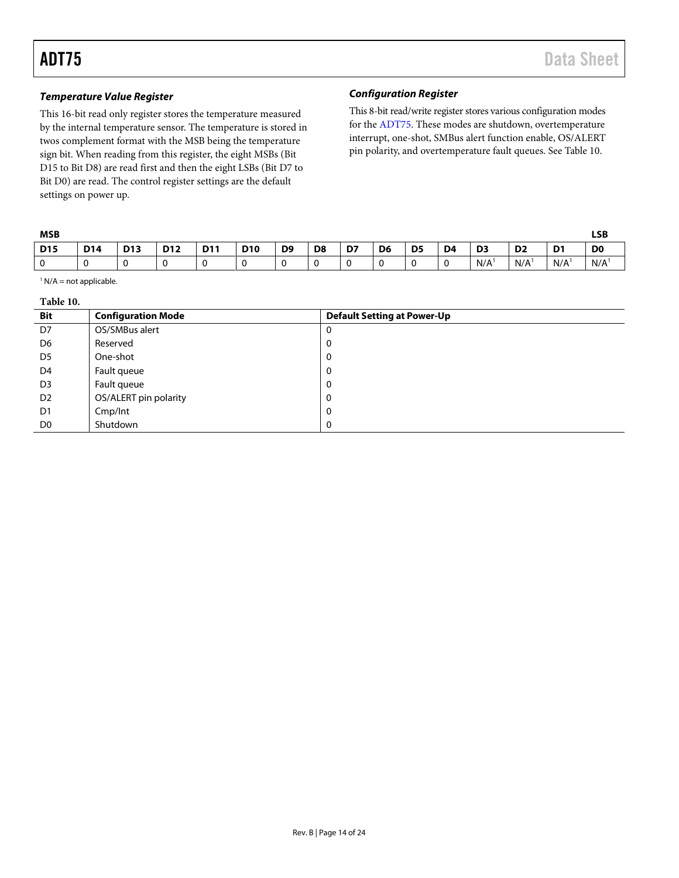### *Temperature Value Register*

This 16-bit read only register stores the temperature measured by the internal temperature sensor. The temperature is stored in twos complement format with the MSB being the temperature sign bit. When reading from this register, the eight MSBs (Bit D15 to Bit D8) are read first and then the eight LSBs (Bit D7 to Bit D0) are read. The control register settings are the default settings on power up.

### *Configuration Register*

This 8-bit read/write register stores various configuration modes for the ADT75. These modes are shutdown, overtemperature interrupt, one-shot, SMBus alert function enable, OS/ALERT pin polarity, and overtemperature fault queues. See Table 10.

| MSB | | | | | | | | | | | | | | | LSB |
|---|---|---|---|---|---|---|---|---|---|---|---|---|---|---|---|
| **D15** | **D14** | **D13** | **D12** | **D11** | **D10** | **D9** | **D8** | **D7** | **D6** | **D5** | **D4** | **D3** | **D2** | **D1** | **D0** |
| 0 | 0 | 0 | 0 | 0 | 0 | 0 | 0 | 0 | 0 | 0 | 0 | N/A[1] | N/A[1] | N/A[1] | N/A[1] |

[1] N/A = not applicable.

**Table 10.**

| Bit | Configuration Mode | Default Setting at Power-Up |
|---|---|---|
| D7 | OS/SMBus alert | 0 |
| D6 | Reserved | 0 |
| D5 | One-shot | 0 |
| D4 | Fault queue | 0 |
| D3 | Fault queue | 0 |
| D2 | OS/ALERT pin polarity | 0 |
| D1 | Cmp/Int | 0 |
| D0 | Shutdown | 0 |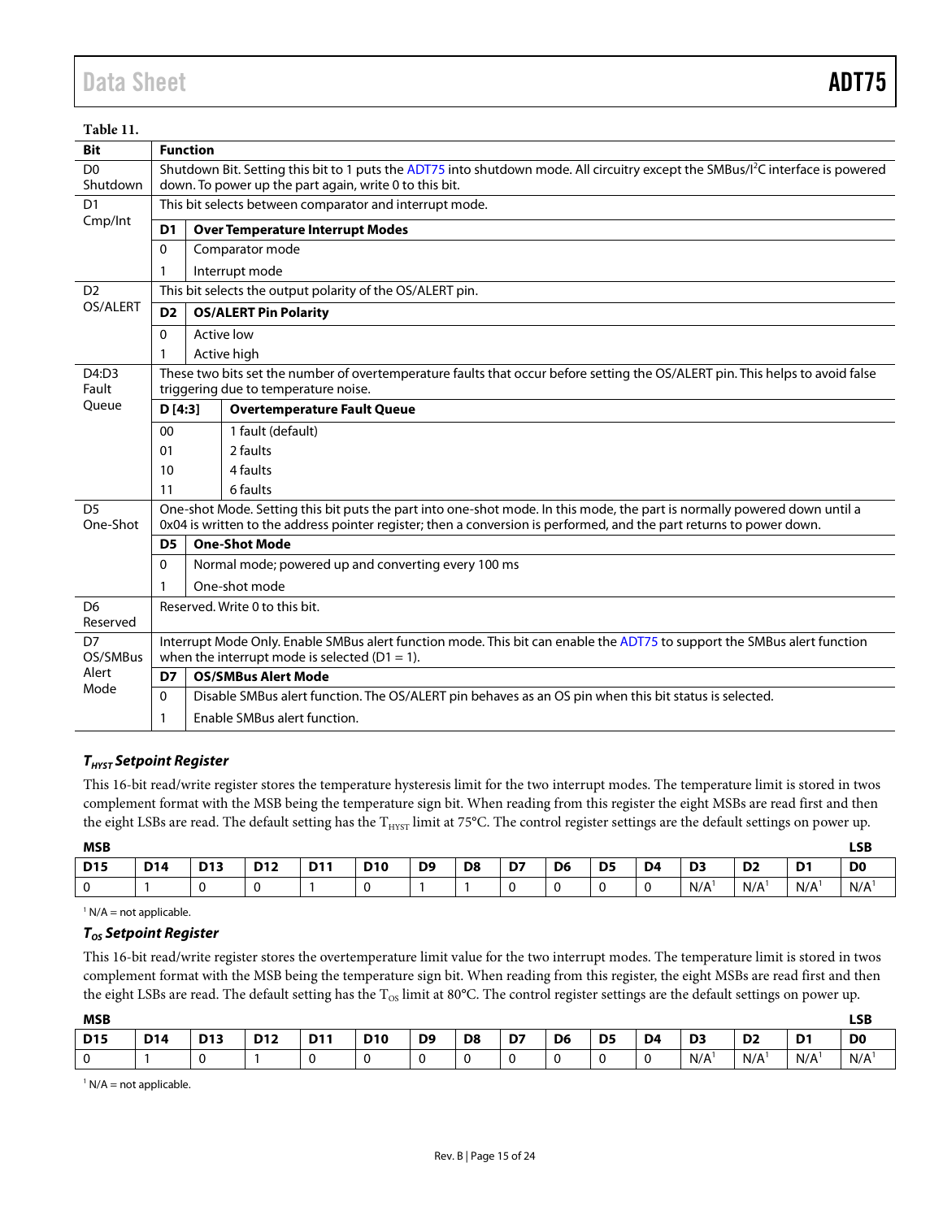**Table 11.**

| Bit | Function |
|---|---|
| D0 Shutdown | Shutdown Bit. Setting this bit to 1 puts the ADT75 into shutdown mode. All circuitry except the SMBus/I²C interface is powered down. To power up the part again, write 0 to this bit. |
| D1 Cmp/Int | This bit selects between comparator and interrupt mode. |
| | **D1** — **Over Temperature Interrupt Modes** |
| | 0 — Comparator mode |
| | 1 — Interrupt mode |
| D2 OS/ALERT | This bit selects the output polarity of the OS/ALERT pin. |
| | **D2** — **OS/ALERT Pin Polarity** |
| | 0 — Active low |
| | 1 — Active high |
| D4:D3 Fault Queue | These two bits set the number of overtemperature faults that occur before setting the OS/ALERT pin. This helps to avoid false triggering due to temperature noise. |
| | **D [4:3]** — **Overtemperature Fault Queue** |
| | 00 — 1 fault (default) |
| | 01 — 2 faults |
| | 10 — 4 faults |
| | 11 — 6 faults |
| D5 One-Shot | One-shot Mode. Setting this bit puts the part into one-shot mode. In this mode, the part is normally powered down until a 0x04 is written to the address pointer register; then a conversion is performed, and the part returns to power down. |
| | **D5** — **One-Shot Mode** |
| | 0 — Normal mode; powered up and converting every 100 ms |
| | 1 — One-shot mode |
| D6 Reserved | Reserved. Write 0 to this bit. |
| D7 OS/SMBus Alert Mode | Interrupt Mode Only. Enable SMBus alert function mode. This bit can enable the ADT75 to support the SMBus alert function when the interrupt mode is selected (D1 = 1). |
| | **D7** — **OS/SMBus Alert Mode** |
| | 0 — Disable SMBus alert function. The OS/ALERT pin behaves as an OS pin when this bit status is selected. |
| | 1 — Enable SMBus alert function. |

### $T_{HYST}$ Setpoint Register

This 16-bit read/write register stores the temperature hysteresis limit for the two interrupt modes. The temperature limit is stored in twos complement format with the MSB being the temperature sign bit. When reading from this register the eight MSBs are read first and then the eight LSBs are read. The default setting has the $T_{HYST}$ limit at 75°C. The control register settings are the default settings on power up.

| MSB | | | | | | | | | | | | | | | LSB |
|---|---|---|---|---|---|---|---|---|---|---|---|---|---|---|---|
| **D15** | **D14** | **D13** | **D12** | **D11** | **D10** | **D9** | **D8** | **D7** | **D6** | **D5** | **D4** | **D3** | **D2** | **D1** | **D0** |
| 0 | 1 | 0 | 0 | 1 | 0 | 1 | 1 | 0 | 0 | 0 | 0 | N/A[1] | N/A[1] | N/A[1] | N/A[1] |

[1] N/A = not applicable.

### $T_{OS}$ Setpoint Register

This 16-bit read/write register stores the overtemperature limit value for the two interrupt modes. The temperature limit is stored in twos complement format with the MSB being the temperature sign bit. When reading from this register, the eight MSBs are read first and then the eight LSBs are read. The default setting has the $T_{OS}$ limit at 80°C. The control register settings are the default settings on power up.

| MSB | | | | | | | | | | | | | | | LSB |
|---|---|---|---|---|---|---|---|---|---|---|---|---|---|---|---|
| **D15** | **D14** | **D13** | **D12** | **D11** | **D10** | **D9** | **D8** | **D7** | **D6** | **D5** | **D4** | **D3** | **D2** | **D1** | **D0** |
| 0 | 1 | 0 | 1 | 0 | 0 | 0 | 0 | 0 | 0 | 0 | 0 | N/A[1] | N/A[1] | N/A[1] | N/A[1] |

[1] N/A = not applicable.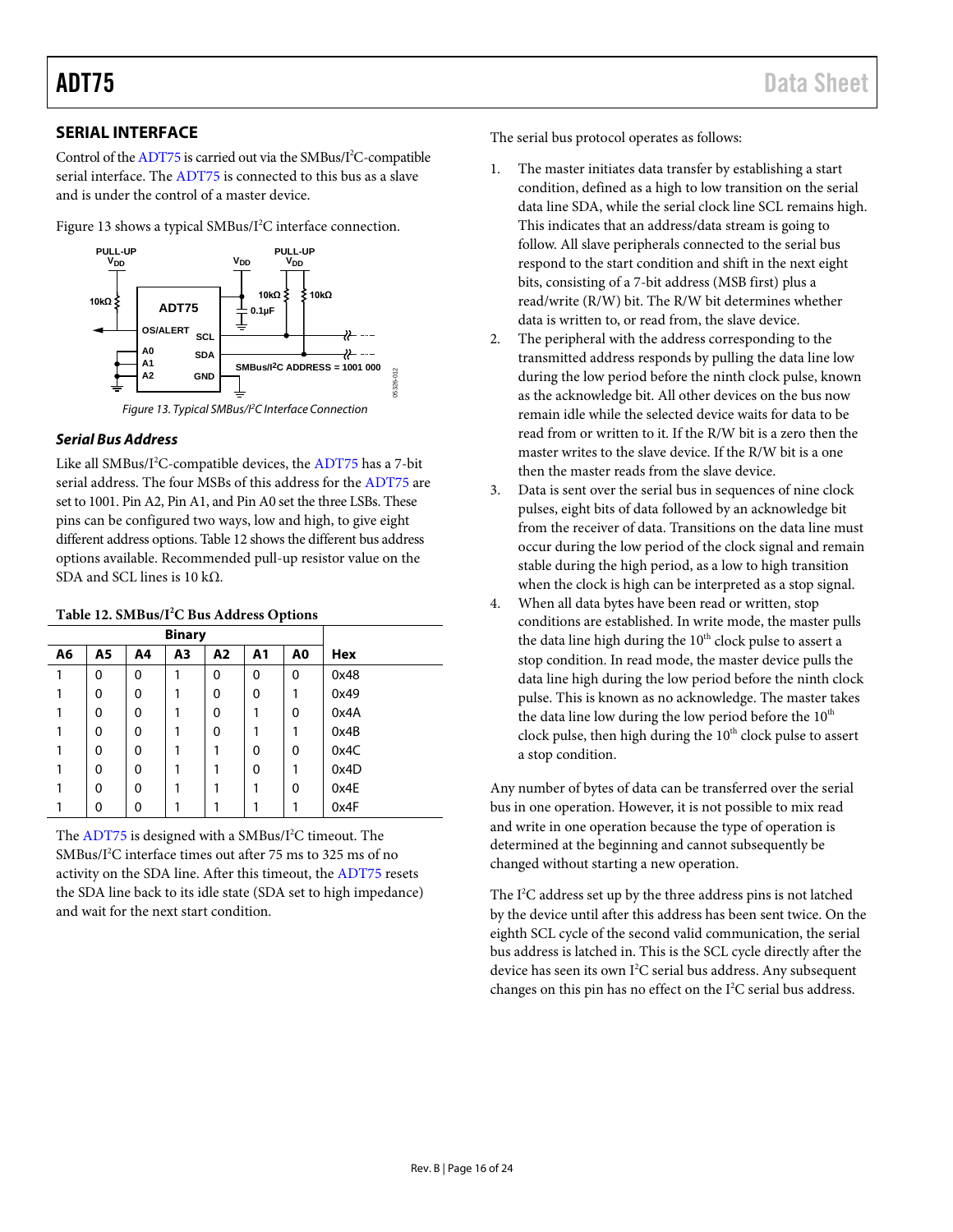## SERIAL INTERFACE

Control of the ADT75 is carried out via the SMBus/I²C-compatible serial interface. The ADT75 is connected to this bus as a slave and is under the control of a master device.

Figure 13 shows a typical SMBus/I²C interface connection.

Figure 13. Typical SMBus/I²C Interface Connection

### *Serial Bus Address*

Like all SMBus/I²C-compatible devices, the ADT75 has a 7-bit serial address. The four MSBs of this address for the ADT75 are set to 1001. Pin A2, Pin A1, and Pin A0 set the three LSBs. These pins can be configured two ways, low and high, to give eight different address options. Table 12 shows the different bus address options available. Recommended pull-up resistor value on the SDA and SCL lines is 10 kΩ.

**Table 12. SMBus/I²C Bus Address Options**

| Binary | | | | | | | |
|---|---|---|---|---|---|---|---|
| **A6** | **A5** | **A4** | **A3** | **A2** | **A1** | **A0** | **Hex** |
| 1 | 0 | 0 | 1 | 0 | 0 | 0 | 0x48 |
| 1 | 0 | 0 | 1 | 0 | 0 | 1 | 0x49 |
| 1 | 0 | 0 | 1 | 0 | 1 | 0 | 0x4A |
| 1 | 0 | 0 | 1 | 0 | 1 | 1 | 0x4B |
| 1 | 0 | 0 | 1 | 1 | 0 | 0 | 0x4C |
| 1 | 0 | 0 | 1 | 1 | 0 | 1 | 0x4D |
| 1 | 0 | 0 | 1 | 1 | 1 | 0 | 0x4E |
| 1 | 0 | 0 | 1 | 1 | 1 | 1 | 0x4F |

The ADT75 is designed with a SMBus/I²C timeout. The SMBus/I²C interface times out after 75 ms to 325 ms of no activity on the SDA line. After this timeout, the ADT75 resets the SDA line back to its idle state (SDA set to high impedance) and wait for the next start condition.

The serial bus protocol operates as follows:

1. The master initiates data transfer by establishing a start condition, defined as a high to low transition on the serial data line SDA, while the serial clock line SCL remains high. This indicates that an address/data stream is going to follow. All slave peripherals connected to the serial bus respond to the start condition and shift in the next eight bits, consisting of a 7-bit address (MSB first) plus a read/write (R/W) bit. The R/W bit determines whether data is written to, or read from, the slave device.
2. The peripheral with the address corresponding to the transmitted address responds by pulling the data line low during the low period before the ninth clock pulse, known as the acknowledge bit. All other devices on the bus now remain idle while the selected device waits for data to be read from or written to it. If the R/W bit is a zero then the master writes to the slave device. If the R/W bit is a one then the master reads from the slave device.
3. Data is sent over the serial bus in sequences of nine clock pulses, eight bits of data followed by an acknowledge bit from the receiver of data. Transitions on the data line must occur during the low period of the clock signal and remain stable during the high period, as a low to high transition when the clock is high can be interpreted as a stop signal.
4. When all data bytes have been read or written, stop conditions are established. In write mode, the master pulls the data line high during the 10th clock pulse to assert a stop condition. In read mode, the master device pulls the data line high during the low period before the ninth clock pulse. This is known as no acknowledge. The master takes the data line low during the low period before the 10th clock pulse, then high during the 10th clock pulse to assert a stop condition.

Any number of bytes of data can be transferred over the serial bus in one operation. However, it is not possible to mix read and write in one operation because the type of operation is determined at the beginning and cannot subsequently be changed without starting a new operation.

The I²C address set up by the three address pins is not latched by the device until after this address has been sent twice. On the eighth SCL cycle of the second valid communication, the serial bus address is latched in. This is the SCL cycle directly after the device has seen its own I²C serial bus address. Any subsequent changes on this pin has no effect on the I²C serial bus address.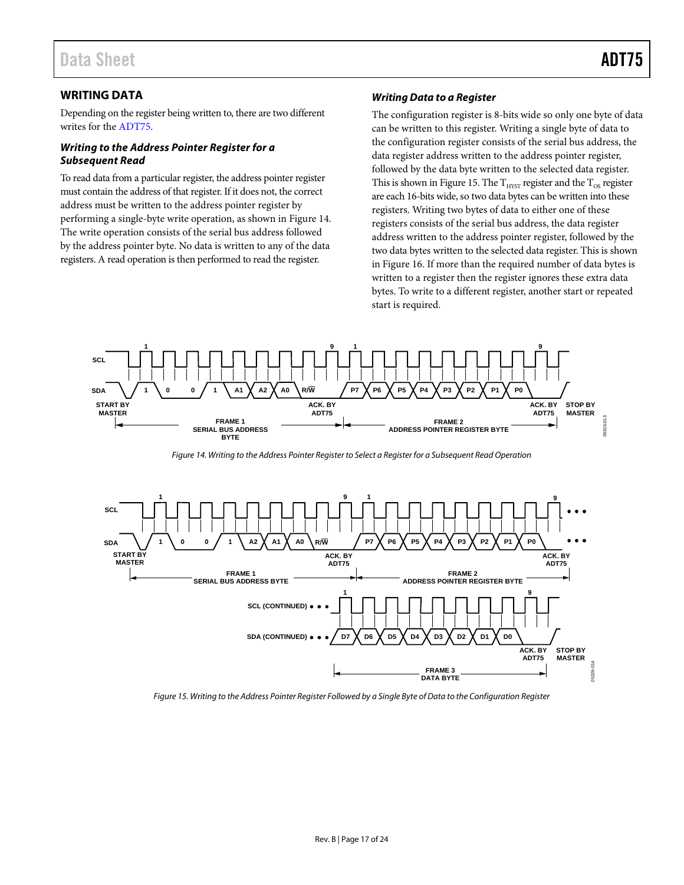## WRITING DATA

Depending on the register being written to, there are two different writes for the ADT75.

### *Writing to the Address Pointer Register for a Subsequent Read*

To read data from a particular register, the address pointer register must contain the address of that register. If it does not, the correct address must be written to the address pointer register by performing a single-byte write operation, as shown in Figure 14. The write operation consists of the serial bus address followed by the address pointer byte. No data is written to any of the data registers. A read operation is then performed to read the register.

### *Writing Data to a Register*

The configuration register is 8-bits wide so only one byte of data can be written to this register. Writing a single byte of data to the configuration register consists of the serial bus address, the data register address written to the address pointer register, followed by the data byte written to the selected data register. This is shown in Figure 15. The $T_{HYST}$ register and the $T_{OS}$ register are each 16-bits wide, so two data bytes can be written into these registers. Writing two bytes of data to either one of these registers consists of the serial bus address, the data register address written to the address pointer register, followed by the two data bytes written to the selected data register. This is shown in Figure 16. If more than the required number of data bytes is written to a register then the register ignores these extra data bytes. To write to a different register, another start or repeated start is required.

*Figure 14. Writing to the Address Pointer Register to Select a Register for a Subsequent Read Operation*

*Figure 15. Writing to the Address Pointer Register Followed by a Single Byte of Data to the Configuration Register*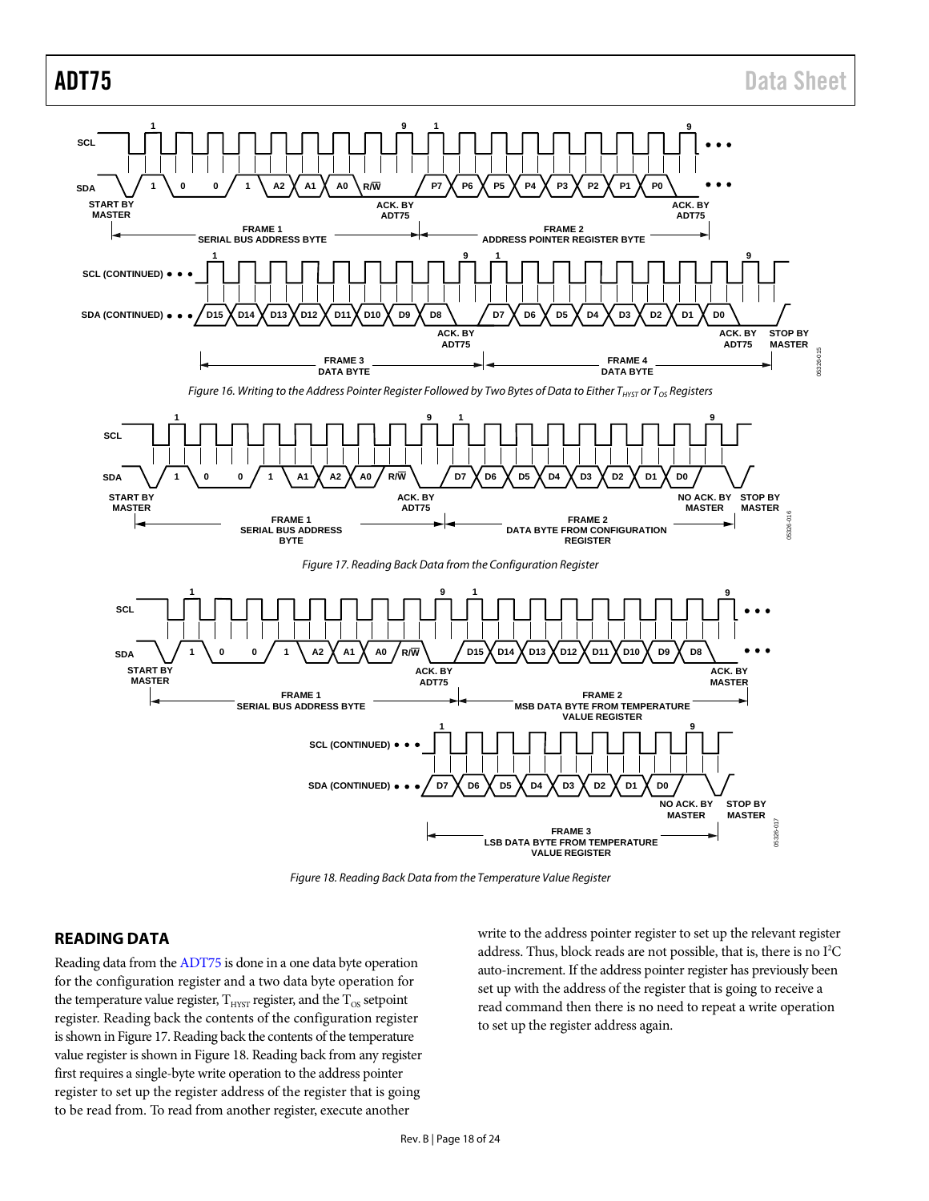Figure 16. Writing to the Address Pointer Register Followed by Two Bytes of Data to Either $T_{HYST}$ or $T_{OS}$ Registers

Figure 17. Reading Back Data from the Configuration Register

Figure 18. Reading Back Data from the Temperature Value Register

## READING DATA

Reading data from the ADT75 is done in a one data byte operation for the configuration register and a two data byte operation for the temperature value register, $T_{HYST}$ register, and the $T_{OS}$ setpoint register. Reading back the contents of the configuration register is shown in Figure 17. Reading back the contents of the temperature value register is shown in Figure 18. Reading back from any register first requires a single-byte write operation to the address pointer register to set up the register address of the register that is going to be read from. To read from another register, execute another write to the address pointer register to set up the relevant register address. Thus, block reads are not possible, that is, there is no $I^2C$ auto-increment. If the address pointer register has previously been set up with the address of the register that is going to receive a read command then there is no need to repeat a write operation to set up the register address again.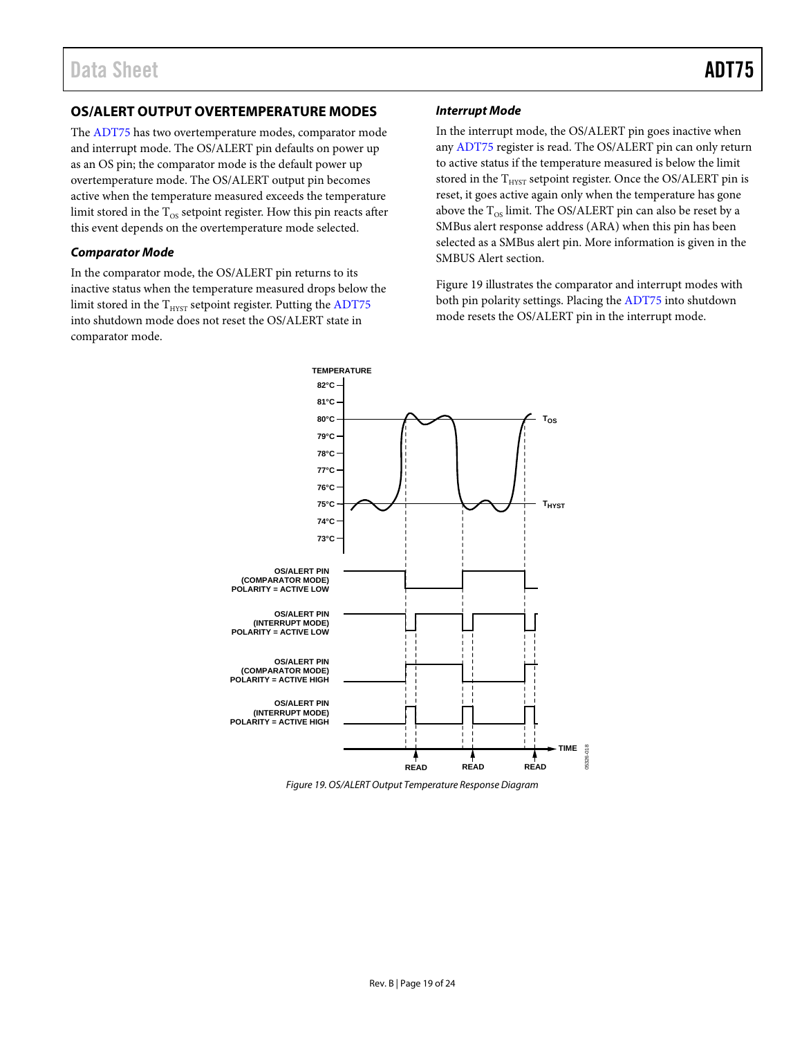## OS/ALERT OUTPUT OVERTEMPERATURE MODES

The ADT75 has two overtemperature modes, comparator mode and interrupt mode. The OS/ALERT pin defaults on power up as an OS pin; the comparator mode is the default power up overtemperature mode. The OS/ALERT output pin becomes active when the temperature measured exceeds the temperature limit stored in the $T_{OS}$ setpoint register. How this pin reacts after this event depends on the overtemperature mode selected.

### Comparator Mode

In the comparator mode, the OS/ALERT pin returns to its inactive status when the temperature measured drops below the limit stored in the $T_{HYST}$ setpoint register. Putting the ADT75 into shutdown mode does not reset the OS/ALERT state in comparator mode.

### Interrupt Mode

In the interrupt mode, the OS/ALERT pin goes inactive when any ADT75 register is read. The OS/ALERT pin can only return to active status if the temperature measured is below the limit stored in the $T_{HYST}$ setpoint register. Once the OS/ALERT pin is reset, it goes active again only when the temperature has gone above the $T_{OS}$ limit. The OS/ALERT pin can also be reset by a SMBus alert response address (ARA) when this pin has been selected as a SMBus alert pin. More information is given in the SMBUS Alert section.

Figure 19 illustrates the comparator and interrupt modes with both pin polarity settings. Placing the ADT75 into shutdown mode resets the OS/ALERT pin in the interrupt mode.

Figure 19. OS/ALERT Output Temperature Response Diagram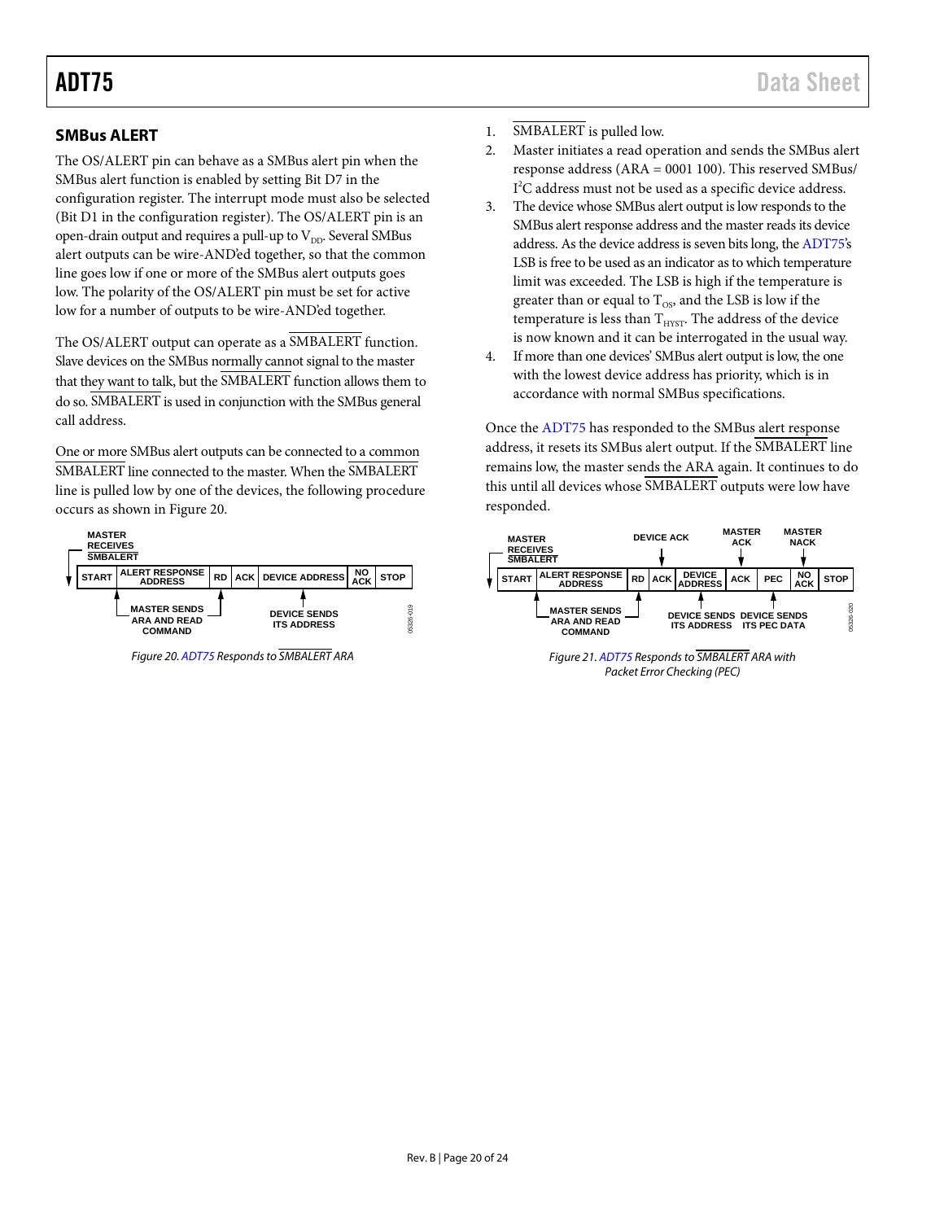## SMBus ALERT

The OS/ALERT pin can behave as a SMBus alert pin when the SMBus alert function is enabled by setting Bit D7 in the configuration register. The interrupt mode must also be selected (Bit D1 in the configuration register). The OS/ALERT pin is an open-drain output and requires a pull-up to $V_{DD}$. Several SMBus alert outputs can be wire-AND'ed together, so that the common line goes low if one or more of the SMBus alert outputs goes low. The polarity of the OS/ALERT pin must be set for active low for a number of outputs to be wire-AND'ed together.

The OS/ALERT output can operate as a $\overline{\text{SMBALERT}}$ function. Slave devices on the SMBus normally cannot signal to the master that they want to talk, but the $\overline{\text{SMBALERT}}$ function allows them to do so. $\overline{\text{SMBALERT}}$ is used in conjunction with the SMBus general call address.

One or more SMBus alert outputs can be connected to a common $\overline{\text{SMBALERT}}$ line connected to the master. When the $\overline{\text{SMBALERT}}$ line is pulled low by one of the devices, the following procedure occurs as shown in Figure 20.

| START | ALERT RESPONSE ADDRESS | RD | ACK | DEVICE ADDRESS | NO ACK | STOP |
|---|---|---|---|---|---|---|

MASTER RECEIVES $\overline{\text{SMBALERT}}$; MASTER SENDS ARA AND READ COMMAND; DEVICE SENDS ITS ADDRESS

*Figure 20. ADT75 Responds to $\overline{\text{SMBALERT}}$ ARA*

1. $\overline{\text{SMBALERT}}$ is pulled low.
2. Master initiates a read operation and sends the SMBus alert response address (ARA = 0001 100). This reserved SMBus/I²C address must not be used as a specific device address.
3. The device whose SMBus alert output is low responds to the SMBus alert response address and the master reads its device address. As the device address is seven bits long, the ADT75's LSB is free to be used as an indicator as to which temperature limit was exceeded. The LSB is high if the temperature is greater than or equal to $T_{OS}$, and the LSB is low if the temperature is less than $T_{HYST}$. The address of the device is now known and it can be interrogated in the usual way.
4. If more than one devices' SMBus alert output is low, the one with the lowest device address has priority, which is in accordance with normal SMBus specifications.

Once the ADT75 has responded to the SMBus alert response address, it resets its SMBus alert output. If the $\overline{\text{SMBALERT}}$ line remains low, the master sends the ARA again. It continues to do this until all devices whose $\overline{\text{SMBALERT}}$ outputs were low have responded.

| START | ALERT RESPONSE ADDRESS | RD | ACK | DEVICE ADDRESS | ACK | PEC | NO ACK | STOP |
|---|---|---|---|---|---|---|---|---|

MASTER RECEIVES $\overline{\text{SMBALERT}}$; MASTER SENDS ARA AND READ COMMAND; DEVICE ACK; DEVICE SENDS ITS ADDRESS; MASTER ACK; DEVICE SENDS ITS PEC DATA; MASTER NACK

*Figure 21. ADT75 Responds to $\overline{\text{SMBALERT}}$ ARA with Packet Error Checking (PEC)*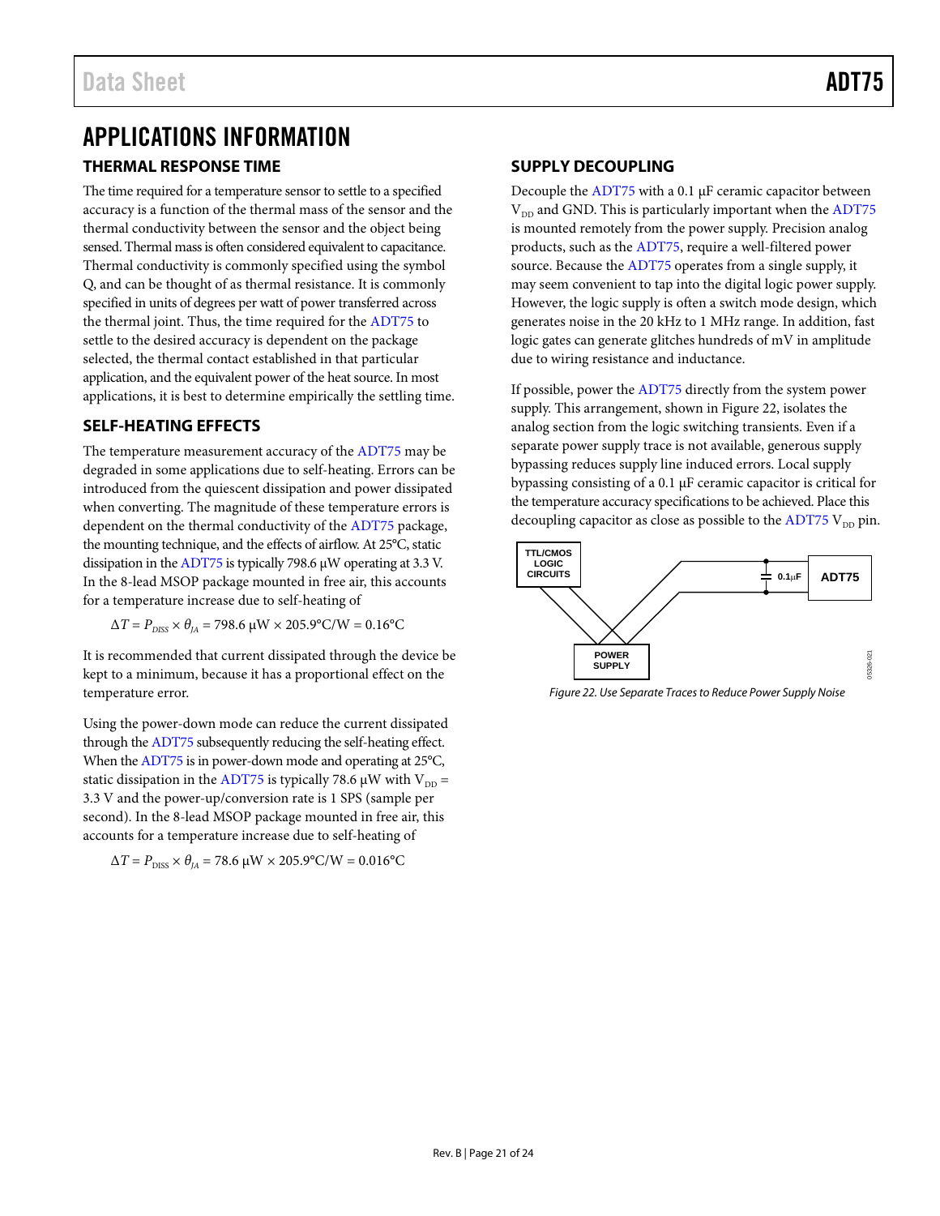# APPLICATIONS INFORMATION

## THERMAL RESPONSE TIME

The time required for a temperature sensor to settle to a specified accuracy is a function of the thermal mass of the sensor and the thermal conductivity between the sensor and the object being sensed. Thermal mass is often considered equivalent to capacitance. Thermal conductivity is commonly specified using the symbol Q, and can be thought of as thermal resistance. It is commonly specified in units of degrees per watt of power transferred across the thermal joint. Thus, the time required for the ADT75 to settle to the desired accuracy is dependent on the package selected, the thermal contact established in that particular application, and the equivalent power of the heat source. In most applications, it is best to determine empirically the settling time.

## SELF-HEATING EFFECTS

The temperature measurement accuracy of the ADT75 may be degraded in some applications due to self-heating. Errors can be introduced from the quiescent dissipation and power dissipated when converting. The magnitude of these temperature errors is dependent on the thermal conductivity of the ADT75 package, the mounting technique, and the effects of airflow. At 25°C, static dissipation in the ADT75 is typically 798.6 μW operating at 3.3 V. In the 8-lead MSOP package mounted in free air, this accounts for a temperature increase due to self-heating of

$$\Delta T = P_{DISS} \times \theta_{JA} = 798.6\ \mu W \times 205.9°C/W = 0.16°C$$

It is recommended that current dissipated through the device be kept to a minimum, because it has a proportional effect on the temperature error.

Using the power-down mode can reduce the current dissipated through the ADT75 subsequently reducing the self-heating effect. When the ADT75 is in power-down mode and operating at 25°C, static dissipation in the ADT75 is typically 78.6 μW with $V_{DD}$ = 3.3 V and the power-up/conversion rate is 1 SPS (sample per second). In the 8-lead MSOP package mounted in free air, this accounts for a temperature increase due to self-heating of

$$\Delta T = P_{DISS} \times \theta_{JA} = 78.6\ \mu W \times 205.9°C/W = 0.016°C$$

## SUPPLY DECOUPLING

Decouple the ADT75 with a 0.1 μF ceramic capacitor between $V_{DD}$ and GND. This is particularly important when the ADT75 is mounted remotely from the power supply. Precision analog products, such as the ADT75, require a well-filtered power source. Because the ADT75 operates from a single supply, it may seem convenient to tap into the digital logic power supply. However, the logic supply is often a switch mode design, which generates noise in the 20 kHz to 1 MHz range. In addition, fast logic gates can generate glitches hundreds of mV in amplitude due to wiring resistance and inductance.

If possible, power the ADT75 directly from the system power supply. This arrangement, shown in Figure 22, isolates the analog section from the logic switching transients. Even if a separate power supply trace is not available, generous supply bypassing reduces supply line induced errors. Local supply bypassing consisting of a 0.1 μF ceramic capacitor is critical for the temperature accuracy specifications to be achieved. Place this decoupling capacitor as close as possible to the ADT75 $V_{DD}$ pin.

Figure 22. Use Separate Traces to Reduce Power Supply Noise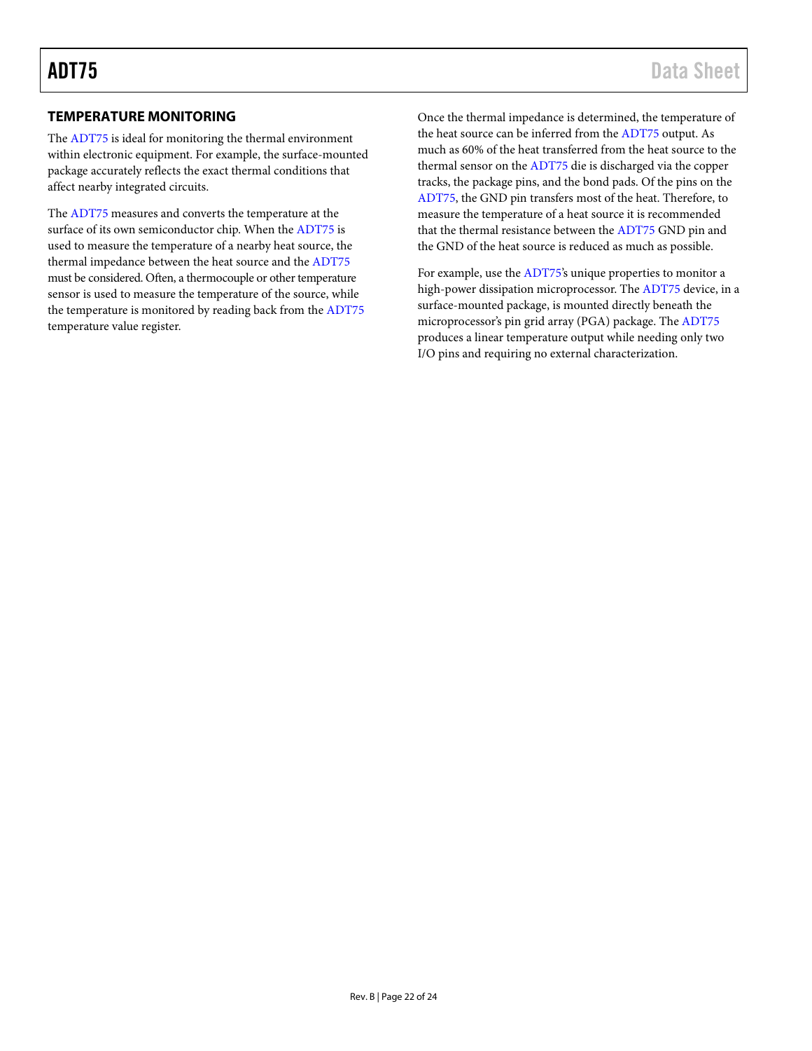## TEMPERATURE MONITORING

The ADT75 is ideal for monitoring the thermal environment within electronic equipment. For example, the surface-mounted package accurately reflects the exact thermal conditions that affect nearby integrated circuits.

The ADT75 measures and converts the temperature at the surface of its own semiconductor chip. When the ADT75 is used to measure the temperature of a nearby heat source, the thermal impedance between the heat source and the ADT75 must be considered. Often, a thermocouple or other temperature sensor is used to measure the temperature of the source, while the temperature is monitored by reading back from the ADT75 temperature value register.

Once the thermal impedance is determined, the temperature of the heat source can be inferred from the ADT75 output. As much as 60% of the heat transferred from the heat source to the thermal sensor on the ADT75 die is discharged via the copper tracks, the package pins, and the bond pads. Of the pins on the ADT75, the GND pin transfers most of the heat. Therefore, to measure the temperature of a heat source it is recommended that the thermal resistance between the ADT75 GND pin and the GND of the heat source is reduced as much as possible.

For example, use the ADT75's unique properties to monitor a high-power dissipation microprocessor. The ADT75 device, in a surface-mounted package, is mounted directly beneath the microprocessor's pin grid array (PGA) package. The ADT75 produces a linear temperature output while needing only two I/O pins and requiring no external characterization.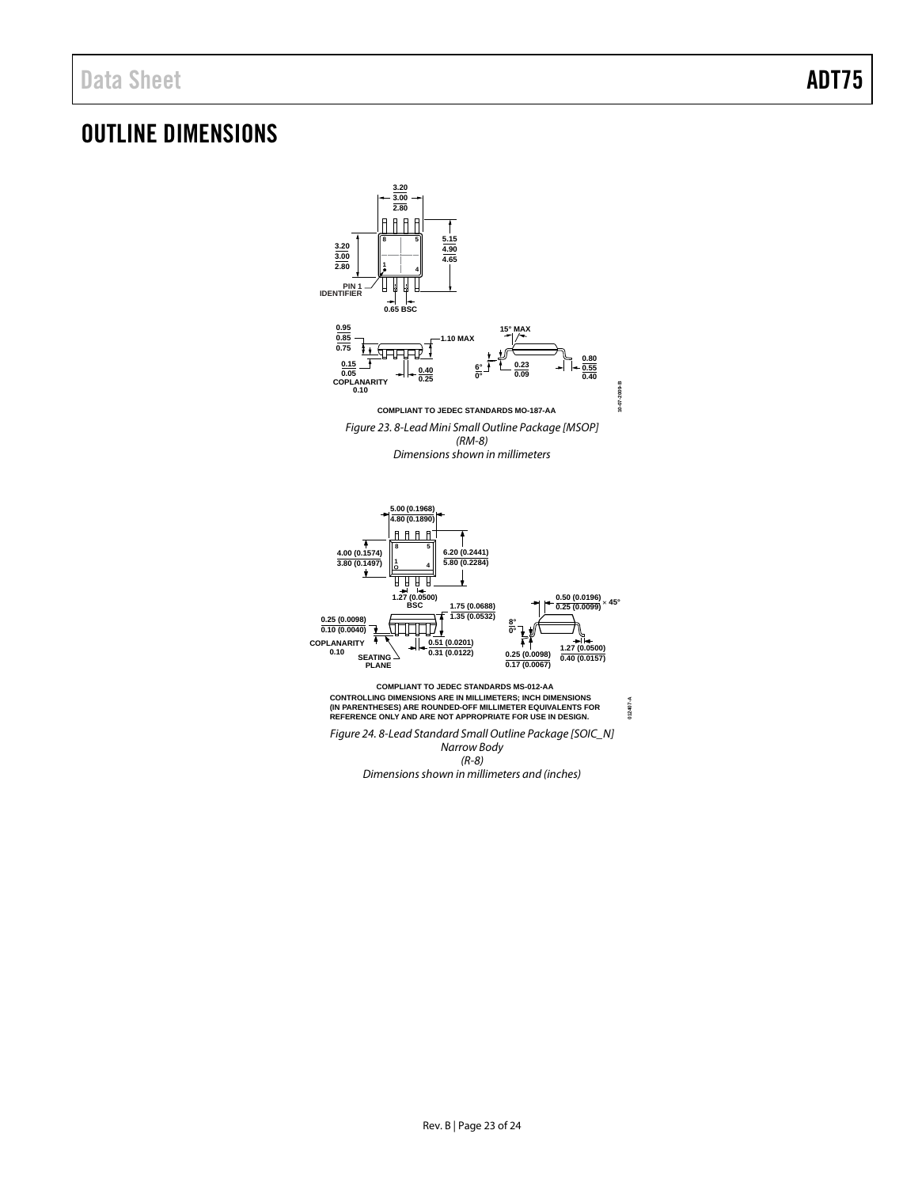# OUTLINE DIMENSIONS

COMPLIANT TO JEDEC STANDARDS MO-187-AA

*Figure 23. 8-Lead Mini Small Outline Package [MSOP] (RM-8) Dimensions shown in millimeters*

COMPLIANT TO JEDEC STANDARDS MS-012-AA
CONTROLLING DIMENSIONS ARE IN MILLIMETERS; INCH DIMENSIONS (IN PARENTHESES) ARE ROUNDED-OFF MILLIMETER EQUIVALENTS FOR REFERENCE ONLY AND ARE NOT APPROPRIATE FOR USE IN DESIGN.

*Figure 24. 8-Lead Standard Small Outline Package [SOIC_N] Narrow Body (R-8) Dimensions shown in millimeters and (inches)*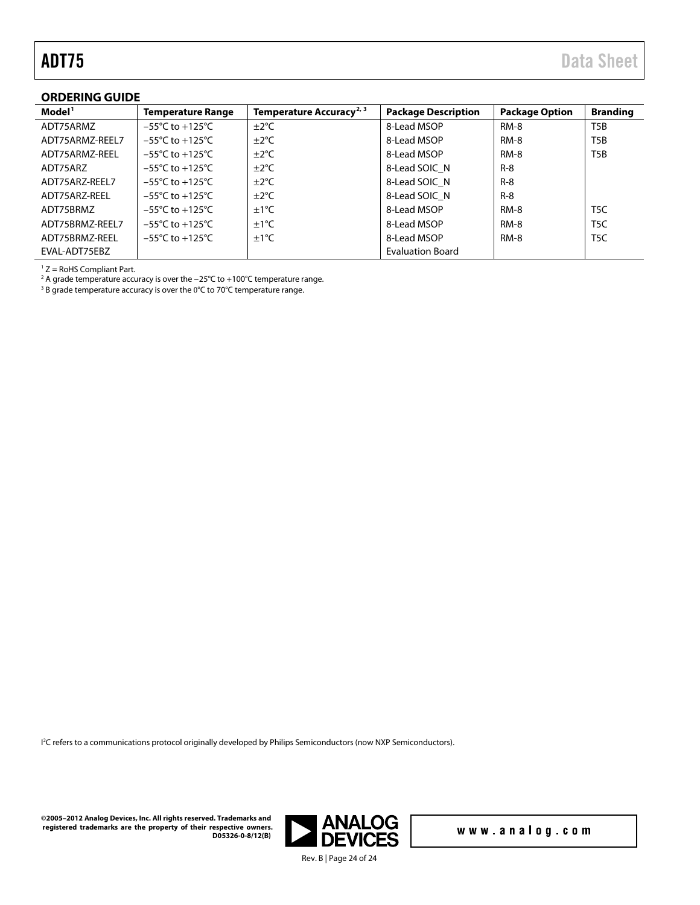## ORDERING GUIDE

| Model[1] | Temperature Range | Temperature Accuracy[2, 3] | Package Description | Package Option | Branding |
|---|---|---|---|---|---|
| ADT75ARMZ | −55°C to +125°C | ±2°C | 8-Lead MSOP | RM-8 | T5B |
| ADT75ARMZ-REEL7 | −55°C to +125°C | ±2°C | 8-Lead MSOP | RM-8 | T5B |
| ADT75ARMZ-REEL | −55°C to +125°C | ±2°C | 8-Lead MSOP | RM-8 | T5B |
| ADT75ARZ | −55°C to +125°C | ±2°C | 8-Lead SOIC_N | R-8 | |
| ADT75ARZ-REEL7 | −55°C to +125°C | ±2°C | 8-Lead SOIC_N | R-8 | |
| ADT75ARZ-REEL | −55°C to +125°C | ±2°C | 8-Lead SOIC_N | R-8 | |
| ADT75BRMZ | −55°C to +125°C | ±1°C | 8-Lead MSOP | RM-8 | T5C |
| ADT75BRMZ-REEL7 | −55°C to +125°C | ±1°C | 8-Lead MSOP | RM-8 | T5C |
| ADT75BRMZ-REEL | −55°C to +125°C | ±1°C | 8-Lead MSOP | RM-8 | T5C |
| EVAL-ADT75EBZ | | | Evaluation Board | | |

[1] Z = RoHS Compliant Part.
[2] A grade temperature accuracy is over the −25°C to +100°C temperature range.
[3] B grade temperature accuracy is over the 0°C to 70°C temperature range.

I²C refers to a communications protocol originally developed by Philips Semiconductors (now NXP Semiconductors).

©2005–2012 Analog Devices, Inc. All rights reserved. Trademarks and registered trademarks are the property of their respective owners.
D05326-0-8/12(B)

www.analog.com